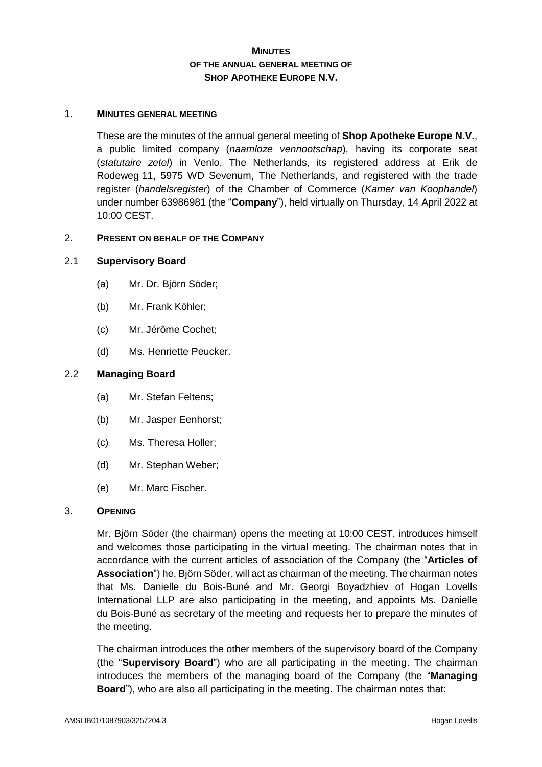# **MINUTES**
## **OF THE ANNUAL GENERAL MEETING OF**
## **SHOP APOTHEKE EUROPE N.V.**

## 1. **MINUTES GENERAL MEETING**

These are the minutes of the annual general meeting of **Shop Apotheke Europe N.V.**, a public limited company (*naamloze vennootschap*), having its corporate seat (*statutaire zetel*) in Venlo, The Netherlands, its registered address at Erik de Rodeweg 11, 5975 WD Sevenum, The Netherlands, and registered with the trade register (*handelsregister*) of the Chamber of Commerce (*Kamer van Koophandel*) under number 63986981 (the "**Company**"), held virtually on Thursday, 14 April 2022 at 10:00 CEST.

## 2. **PRESENT ON BEHALF OF THE COMPANY**

### 2.1 **Supervisory Board**

(a) Mr. Dr. Björn Söder;

(b) Mr. Frank Köhler;

(c) Mr. Jérôme Cochet;

(d) Ms. Henriette Peucker.

### 2.2 **Managing Board**

(a) Mr. Stefan Feltens;

(b) Mr. Jasper Eenhorst;

(c) Ms. Theresa Holler;

(d) Mr. Stephan Weber;

(e) Mr. Marc Fischer.

## 3. **OPENING**

Mr. Björn Söder (the chairman) opens the meeting at 10:00 CEST, introduces himself and welcomes those participating in the virtual meeting. The chairman notes that in accordance with the current articles of association of the Company (the "**Articles of Association**") he, Björn Söder, will act as chairman of the meeting. The chairman notes that Ms. Danielle du Bois-Buné and Mr. Georgi Boyadzhiev of Hogan Lovells International LLP are also participating in the meeting, and appoints Ms. Danielle du Bois-Buné as secretary of the meeting and requests her to prepare the minutes of the meeting.

The chairman introduces the other members of the supervisory board of the Company (the "**Supervisory Board**") who are all participating in the meeting. The chairman introduces the members of the managing board of the Company (the "**Managing Board**"), who are also all participating in the meeting. The chairman notes that: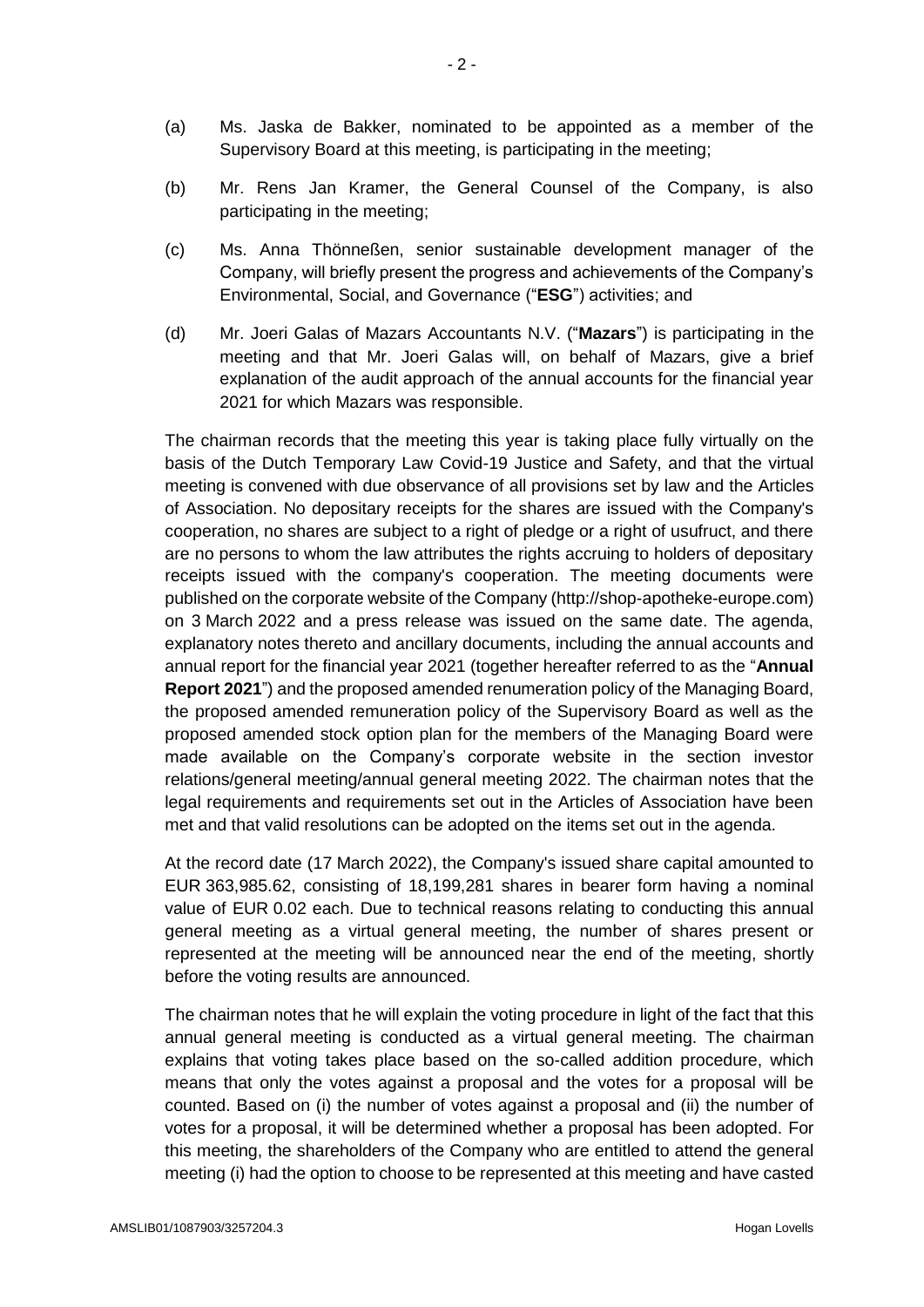(a) Ms. Jaska de Bakker, nominated to be appointed as a member of the Supervisory Board at this meeting, is participating in the meeting;

(b) Mr. Rens Jan Kramer, the General Counsel of the Company, is also participating in the meeting;

(c) Ms. Anna Thönneßen, senior sustainable development manager of the Company, will briefly present the progress and achievements of the Company's Environmental, Social, and Governance ("**ESG**") activities; and

(d) Mr. Joeri Galas of Mazars Accountants N.V. ("**Mazars**") is participating in the meeting and that Mr. Joeri Galas will, on behalf of Mazars, give a brief explanation of the audit approach of the annual accounts for the financial year 2021 for which Mazars was responsible.

The chairman records that the meeting this year is taking place fully virtually on the basis of the Dutch Temporary Law Covid-19 Justice and Safety, and that the virtual meeting is convened with due observance of all provisions set by law and the Articles of Association. No depositary receipts for the shares are issued with the Company's cooperation, no shares are subject to a right of pledge or a right of usufruct, and there are no persons to whom the law attributes the rights accruing to holders of depositary receipts issued with the company's cooperation. The meeting documents were published on the corporate website of the Company (http://shop-apotheke-europe.com) on 3 March 2022 and a press release was issued on the same date. The agenda, explanatory notes thereto and ancillary documents, including the annual accounts and annual report for the financial year 2021 (together hereafter referred to as the "**Annual Report 2021**") and the proposed amended renumeration policy of the Managing Board, the proposed amended remuneration policy of the Supervisory Board as well as the proposed amended stock option plan for the members of the Managing Board were made available on the Company's corporate website in the section investor relations/general meeting/annual general meeting 2022. The chairman notes that the legal requirements and requirements set out in the Articles of Association have been met and that valid resolutions can be adopted on the items set out in the agenda.

At the record date (17 March 2022), the Company's issued share capital amounted to EUR 363,985.62, consisting of 18,199,281 shares in bearer form having a nominal value of EUR 0.02 each. Due to technical reasons relating to conducting this annual general meeting as a virtual general meeting, the number of shares present or represented at the meeting will be announced near the end of the meeting, shortly before the voting results are announced.

The chairman notes that he will explain the voting procedure in light of the fact that this annual general meeting is conducted as a virtual general meeting. The chairman explains that voting takes place based on the so-called addition procedure, which means that only the votes against a proposal and the votes for a proposal will be counted. Based on (i) the number of votes against a proposal and (ii) the number of votes for a proposal, it will be determined whether a proposal has been adopted. For this meeting, the shareholders of the Company who are entitled to attend the general meeting (i) had the option to choose to be represented at this meeting and have casted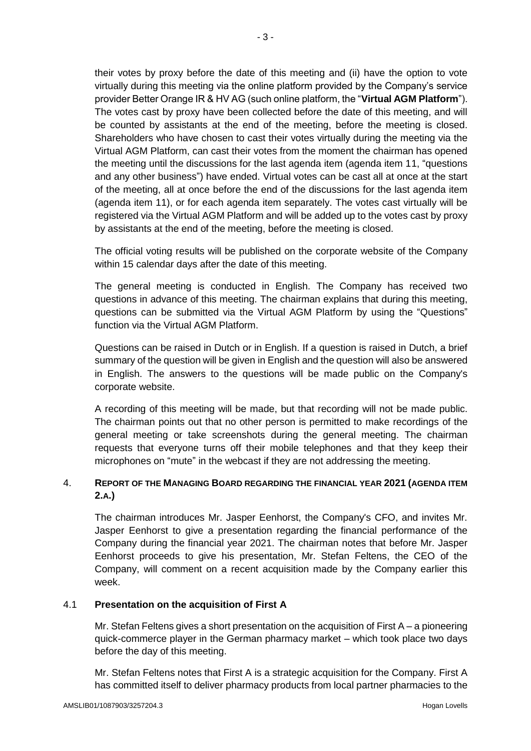their votes by proxy before the date of this meeting and (ii) have the option to vote virtually during this meeting via the online platform provided by the Company's service provider Better Orange IR & HV AG (such online platform, the "**Virtual AGM Platform**"). The votes cast by proxy have been collected before the date of this meeting, and will be counted by assistants at the end of the meeting, before the meeting is closed. Shareholders who have chosen to cast their votes virtually during the meeting via the Virtual AGM Platform, can cast their votes from the moment the chairman has opened the meeting until the discussions for the last agenda item (agenda item 11, "questions and any other business") have ended. Virtual votes can be cast all at once at the start of the meeting, all at once before the end of the discussions for the last agenda item (agenda item 11), or for each agenda item separately. The votes cast virtually will be registered via the Virtual AGM Platform and will be added up to the votes cast by proxy by assistants at the end of the meeting, before the meeting is closed.

The official voting results will be published on the corporate website of the Company within 15 calendar days after the date of this meeting.

The general meeting is conducted in English. The Company has received two questions in advance of this meeting. The chairman explains that during this meeting, questions can be submitted via the Virtual AGM Platform by using the "Questions" function via the Virtual AGM Platform.

Questions can be raised in Dutch or in English. If a question is raised in Dutch, a brief summary of the question will be given in English and the question will also be answered in English. The answers to the questions will be made public on the Company's corporate website.

A recording of this meeting will be made, but that recording will not be made public. The chairman points out that no other person is permitted to make recordings of the general meeting or take screenshots during the general meeting. The chairman requests that everyone turns off their mobile telephones and that they keep their microphones on "mute" in the webcast if they are not addressing the meeting.

## 4. REPORT OF THE MANAGING BOARD REGARDING THE FINANCIAL YEAR 2021 (AGENDA ITEM 2.A.)

The chairman introduces Mr. Jasper Eenhorst, the Company's CFO, and invites Mr. Jasper Eenhorst to give a presentation regarding the financial performance of the Company during the financial year 2021. The chairman notes that before Mr. Jasper Eenhorst proceeds to give his presentation, Mr. Stefan Feltens, the CEO of the Company, will comment on a recent acquisition made by the Company earlier this week.

### 4.1 Presentation on the acquisition of First A

Mr. Stefan Feltens gives a short presentation on the acquisition of First A – a pioneering quick-commerce player in the German pharmacy market – which took place two days before the day of this meeting.

Mr. Stefan Feltens notes that First A is a strategic acquisition for the Company. First A has committed itself to deliver pharmacy products from local partner pharmacies to the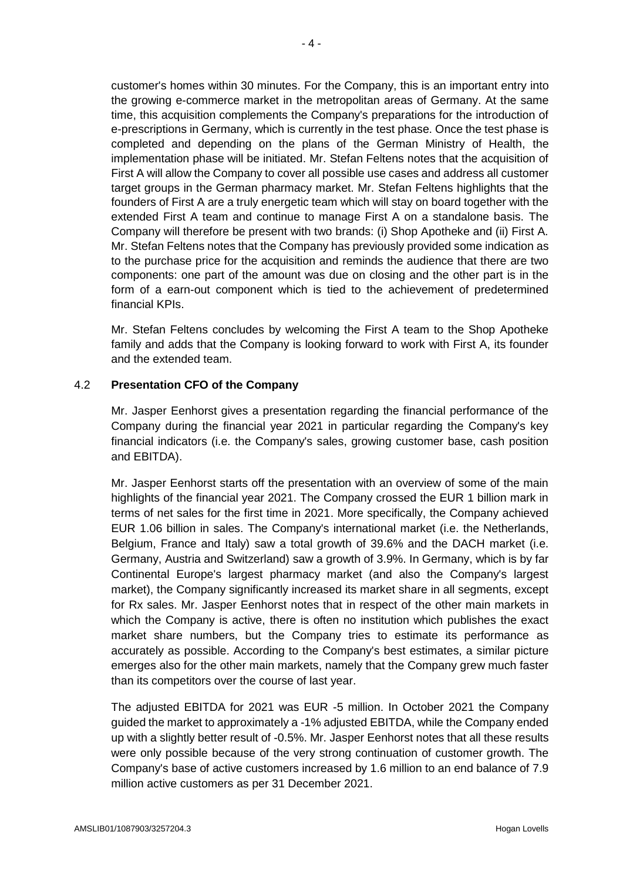customer's homes within 30 minutes. For the Company, this is an important entry into the growing e-commerce market in the metropolitan areas of Germany. At the same time, this acquisition complements the Company's preparations for the introduction of e-prescriptions in Germany, which is currently in the test phase. Once the test phase is completed and depending on the plans of the German Ministry of Health, the implementation phase will be initiated. Mr. Stefan Feltens notes that the acquisition of First A will allow the Company to cover all possible use cases and address all customer target groups in the German pharmacy market. Mr. Stefan Feltens highlights that the founders of First A are a truly energetic team which will stay on board together with the extended First A team and continue to manage First A on a standalone basis. The Company will therefore be present with two brands: (i) Shop Apotheke and (ii) First A. Mr. Stefan Feltens notes that the Company has previously provided some indication as to the purchase price for the acquisition and reminds the audience that there are two components: one part of the amount was due on closing and the other part is in the form of a earn-out component which is tied to the achievement of predetermined financial KPIs.

Mr. Stefan Feltens concludes by welcoming the First A team to the Shop Apotheke family and adds that the Company is looking forward to work with First A, its founder and the extended team.

### 4.2 Presentation CFO of the Company

Mr. Jasper Eenhorst gives a presentation regarding the financial performance of the Company during the financial year 2021 in particular regarding the Company's key financial indicators (i.e. the Company's sales, growing customer base, cash position and EBITDA).

Mr. Jasper Eenhorst starts off the presentation with an overview of some of the main highlights of the financial year 2021. The Company crossed the EUR 1 billion mark in terms of net sales for the first time in 2021. More specifically, the Company achieved EUR 1.06 billion in sales. The Company's international market (i.e. the Netherlands, Belgium, France and Italy) saw a total growth of 39.6% and the DACH market (i.e. Germany, Austria and Switzerland) saw a growth of 3.9%. In Germany, which is by far Continental Europe's largest pharmacy market (and also the Company's largest market), the Company significantly increased its market share in all segments, except for Rx sales. Mr. Jasper Eenhorst notes that in respect of the other main markets in which the Company is active, there is often no institution which publishes the exact market share numbers, but the Company tries to estimate its performance as accurately as possible. According to the Company's best estimates, a similar picture emerges also for the other main markets, namely that the Company grew much faster than its competitors over the course of last year.

The adjusted EBITDA for 2021 was EUR -5 million. In October 2021 the Company guided the market to approximately a -1% adjusted EBITDA, while the Company ended up with a slightly better result of -0.5%. Mr. Jasper Eenhorst notes that all these results were only possible because of the very strong continuation of customer growth. The Company's base of active customers increased by 1.6 million to an end balance of 7.9 million active customers as per 31 December 2021.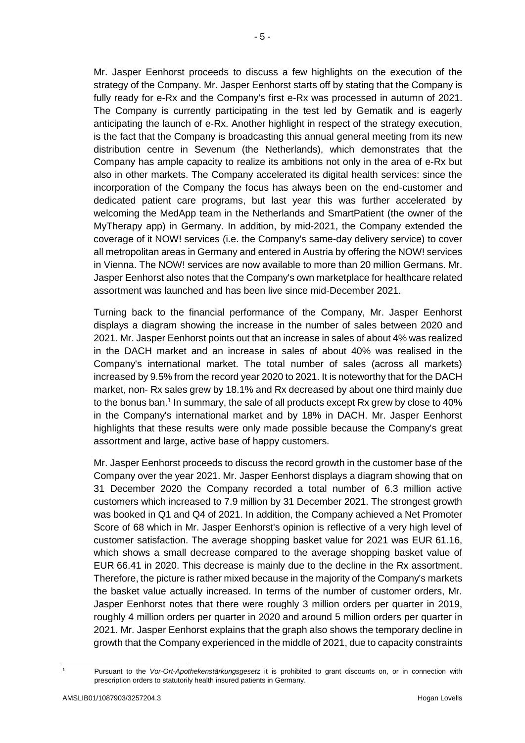Mr. Jasper Eenhorst proceeds to discuss a few highlights on the execution of the strategy of the Company. Mr. Jasper Eenhorst starts off by stating that the Company is fully ready for e-Rx and the Company's first e-Rx was processed in autumn of 2021. The Company is currently participating in the test led by Gematik and is eagerly anticipating the launch of e-Rx. Another highlight in respect of the strategy execution, is the fact that the Company is broadcasting this annual general meeting from its new distribution centre in Sevenum (the Netherlands), which demonstrates that the Company has ample capacity to realize its ambitions not only in the area of e-Rx but also in other markets. The Company accelerated its digital health services: since the incorporation of the Company the focus has always been on the end-customer and dedicated patient care programs, but last year this was further accelerated by welcoming the MedApp team in the Netherlands and SmartPatient (the owner of the MyTherapy app) in Germany. In addition, by mid-2021, the Company extended the coverage of it NOW! services (i.e. the Company's same-day delivery service) to cover all metropolitan areas in Germany and entered in Austria by offering the NOW! services in Vienna. The NOW! services are now available to more than 20 million Germans. Mr. Jasper Eenhorst also notes that the Company's own marketplace for healthcare related assortment was launched and has been live since mid-December 2021.

Turning back to the financial performance of the Company, Mr. Jasper Eenhorst displays a diagram showing the increase in the number of sales between 2020 and 2021. Mr. Jasper Eenhorst points out that an increase in sales of about 4% was realized in the DACH market and an increase in sales of about 40% was realised in the Company's international market. The total number of sales (across all markets) increased by 9.5% from the record year 2020 to 2021. It is noteworthy that for the DACH market, non- Rx sales grew by 18.1% and Rx decreased by about one third mainly due to the bonus ban.[1] In summary, the sale of all products except Rx grew by close to 40% in the Company's international market and by 18% in DACH. Mr. Jasper Eenhorst highlights that these results were only made possible because the Company's great assortment and large, active base of happy customers.

Mr. Jasper Eenhorst proceeds to discuss the record growth in the customer base of the Company over the year 2021. Mr. Jasper Eenhorst displays a diagram showing that on 31 December 2020 the Company recorded a total number of 6.3 million active customers which increased to 7.9 million by 31 December 2021. The strongest growth was booked in Q1 and Q4 of 2021. In addition, the Company achieved a Net Promoter Score of 68 which in Mr. Jasper Eenhorst's opinion is reflective of a very high level of customer satisfaction. The average shopping basket value for 2021 was EUR 61.16, which shows a small decrease compared to the average shopping basket value of EUR 66.41 in 2020. This decrease is mainly due to the decline in the Rx assortment. Therefore, the picture is rather mixed because in the majority of the Company's markets the basket value actually increased. In terms of the number of customer orders, Mr. Jasper Eenhorst notes that there were roughly 3 million orders per quarter in 2019, roughly 4 million orders per quarter in 2020 and around 5 million orders per quarter in 2021. Mr. Jasper Eenhorst explains that the graph also shows the temporary decline in growth that the Company experienced in the middle of 2021, due to capacity constraints

[1] Pursuant to the *Vor-Ort-Apothekenstärkungsgesetz* it is prohibited to grant discounts on, or in connection with prescription orders to statutorily health insured patients in Germany.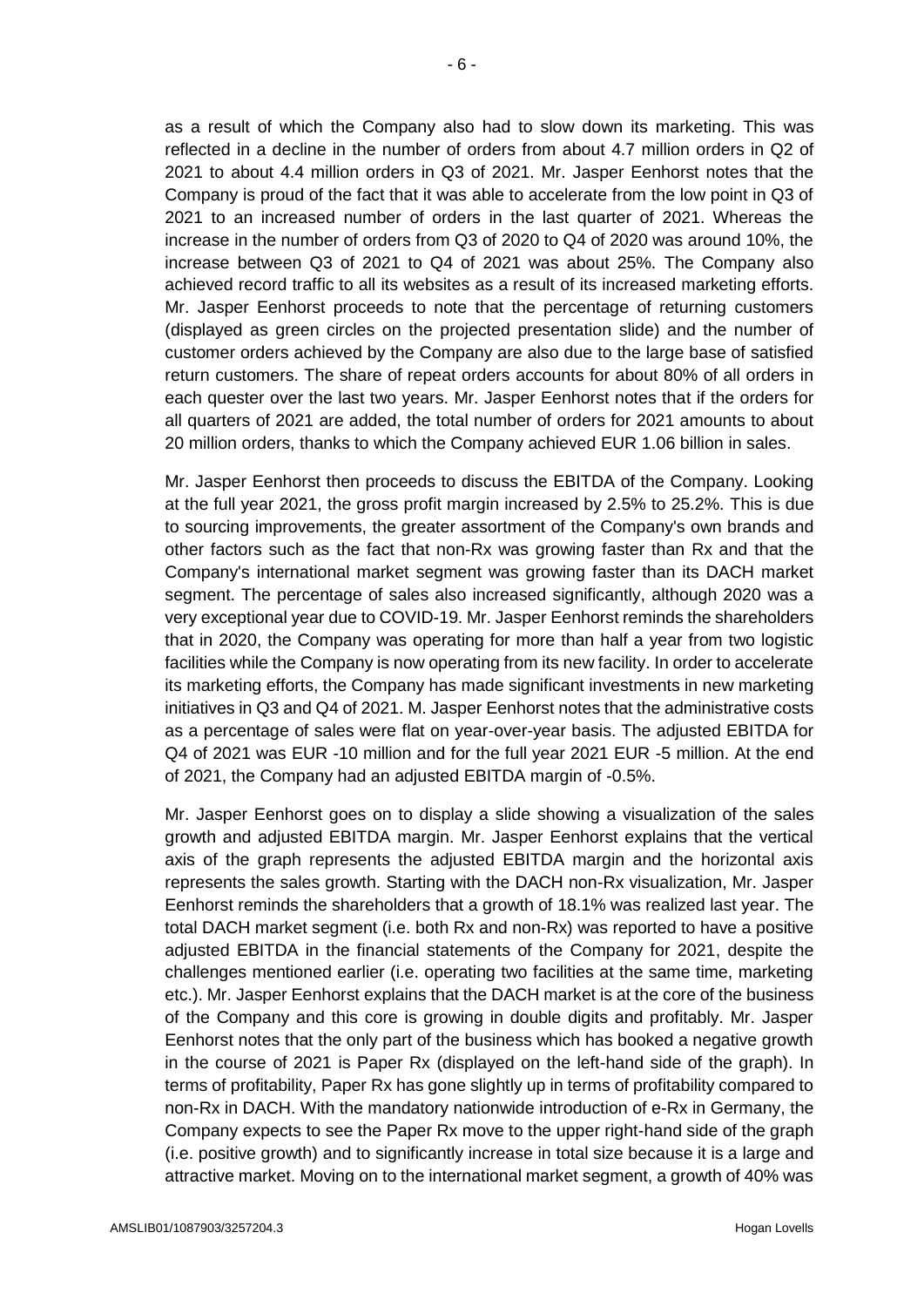as a result of which the Company also had to slow down its marketing. This was reflected in a decline in the number of orders from about 4.7 million orders in Q2 of 2021 to about 4.4 million orders in Q3 of 2021. Mr. Jasper Eenhorst notes that the Company is proud of the fact that it was able to accelerate from the low point in Q3 of 2021 to an increased number of orders in the last quarter of 2021. Whereas the increase in the number of orders from Q3 of 2020 to Q4 of 2020 was around 10%, the increase between Q3 of 2021 to Q4 of 2021 was about 25%. The Company also achieved record traffic to all its websites as a result of its increased marketing efforts. Mr. Jasper Eenhorst proceeds to note that the percentage of returning customers (displayed as green circles on the projected presentation slide) and the number of customer orders achieved by the Company are also due to the large base of satisfied return customers. The share of repeat orders accounts for about 80% of all orders in each quester over the last two years. Mr. Jasper Eenhorst notes that if the orders for all quarters of 2021 are added, the total number of orders for 2021 amounts to about 20 million orders, thanks to which the Company achieved EUR 1.06 billion in sales.

Mr. Jasper Eenhorst then proceeds to discuss the EBITDA of the Company. Looking at the full year 2021, the gross profit margin increased by 2.5% to 25.2%. This is due to sourcing improvements, the greater assortment of the Company's own brands and other factors such as the fact that non-Rx was growing faster than Rx and that the Company's international market segment was growing faster than its DACH market segment. The percentage of sales also increased significantly, although 2020 was a very exceptional year due to COVID-19. Mr. Jasper Eenhorst reminds the shareholders that in 2020, the Company was operating for more than half a year from two logistic facilities while the Company is now operating from its new facility. In order to accelerate its marketing efforts, the Company has made significant investments in new marketing initiatives in Q3 and Q4 of 2021. M. Jasper Eenhorst notes that the administrative costs as a percentage of sales were flat on year-over-year basis. The adjusted EBITDA for Q4 of 2021 was EUR -10 million and for the full year 2021 EUR -5 million. At the end of 2021, the Company had an adjusted EBITDA margin of -0.5%.

Mr. Jasper Eenhorst goes on to display a slide showing a visualization of the sales growth and adjusted EBITDA margin. Mr. Jasper Eenhorst explains that the vertical axis of the graph represents the adjusted EBITDA margin and the horizontal axis represents the sales growth. Starting with the DACH non-Rx visualization, Mr. Jasper Eenhorst reminds the shareholders that a growth of 18.1% was realized last year. The total DACH market segment (i.e. both Rx and non-Rx) was reported to have a positive adjusted EBITDA in the financial statements of the Company for 2021, despite the challenges mentioned earlier (i.e. operating two facilities at the same time, marketing etc.). Mr. Jasper Eenhorst explains that the DACH market is at the core of the business of the Company and this core is growing in double digits and profitably. Mr. Jasper Eenhorst notes that the only part of the business which has booked a negative growth in the course of 2021 is Paper Rx (displayed on the left-hand side of the graph). In terms of profitability, Paper Rx has gone slightly up in terms of profitability compared to non-Rx in DACH. With the mandatory nationwide introduction of e-Rx in Germany, the Company expects to see the Paper Rx move to the upper right-hand side of the graph (i.e. positive growth) and to significantly increase in total size because it is a large and attractive market. Moving on to the international market segment, a growth of 40% was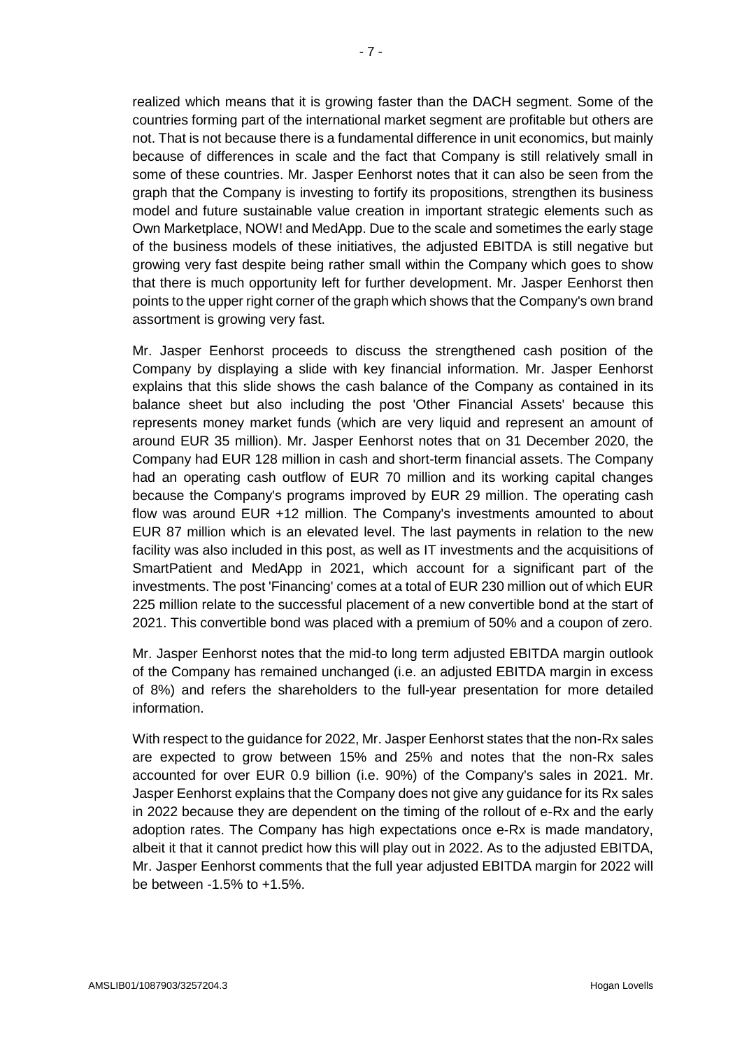realized which means that it is growing faster than the DACH segment. Some of the countries forming part of the international market segment are profitable but others are not. That is not because there is a fundamental difference in unit economics, but mainly because of differences in scale and the fact that Company is still relatively small in some of these countries. Mr. Jasper Eenhorst notes that it can also be seen from the graph that the Company is investing to fortify its propositions, strengthen its business model and future sustainable value creation in important strategic elements such as Own Marketplace, NOW! and MedApp. Due to the scale and sometimes the early stage of the business models of these initiatives, the adjusted EBITDA is still negative but growing very fast despite being rather small within the Company which goes to show that there is much opportunity left for further development. Mr. Jasper Eenhorst then points to the upper right corner of the graph which shows that the Company's own brand assortment is growing very fast.

Mr. Jasper Eenhorst proceeds to discuss the strengthened cash position of the Company by displaying a slide with key financial information. Mr. Jasper Eenhorst explains that this slide shows the cash balance of the Company as contained in its balance sheet but also including the post 'Other Financial Assets' because this represents money market funds (which are very liquid and represent an amount of around EUR 35 million). Mr. Jasper Eenhorst notes that on 31 December 2020, the Company had EUR 128 million in cash and short-term financial assets. The Company had an operating cash outflow of EUR 70 million and its working capital changes because the Company's programs improved by EUR 29 million. The operating cash flow was around EUR +12 million. The Company's investments amounted to about EUR 87 million which is an elevated level. The last payments in relation to the new facility was also included in this post, as well as IT investments and the acquisitions of SmartPatient and MedApp in 2021, which account for a significant part of the investments. The post 'Financing' comes at a total of EUR 230 million out of which EUR 225 million relate to the successful placement of a new convertible bond at the start of 2021. This convertible bond was placed with a premium of 50% and a coupon of zero.

Mr. Jasper Eenhorst notes that the mid-to long term adjusted EBITDA margin outlook of the Company has remained unchanged (i.e. an adjusted EBITDA margin in excess of 8%) and refers the shareholders to the full-year presentation for more detailed information.

With respect to the guidance for 2022, Mr. Jasper Eenhorst states that the non-Rx sales are expected to grow between 15% and 25% and notes that the non-Rx sales accounted for over EUR 0.9 billion (i.e. 90%) of the Company's sales in 2021. Mr. Jasper Eenhorst explains that the Company does not give any guidance for its Rx sales in 2022 because they are dependent on the timing of the rollout of e-Rx and the early adoption rates. The Company has high expectations once e-Rx is made mandatory, albeit it that it cannot predict how this will play out in 2022. As to the adjusted EBITDA, Mr. Jasper Eenhorst comments that the full year adjusted EBITDA margin for 2022 will be between -1.5% to +1.5%.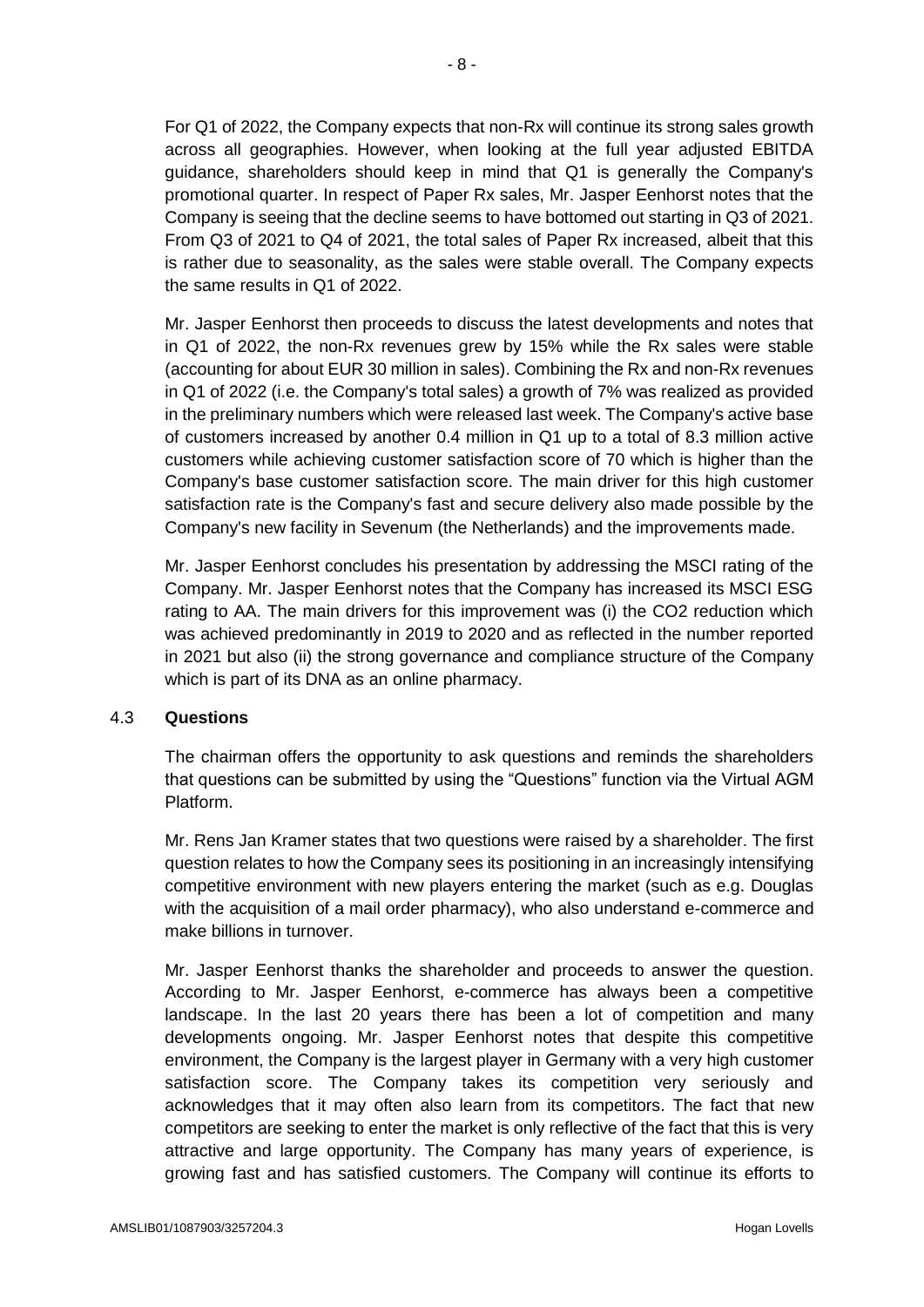For Q1 of 2022, the Company expects that non-Rx will continue its strong sales growth across all geographies. However, when looking at the full year adjusted EBITDA guidance, shareholders should keep in mind that Q1 is generally the Company's promotional quarter. In respect of Paper Rx sales, Mr. Jasper Eenhorst notes that the Company is seeing that the decline seems to have bottomed out starting in Q3 of 2021. From Q3 of 2021 to Q4 of 2021, the total sales of Paper Rx increased, albeit that this is rather due to seasonality, as the sales were stable overall. The Company expects the same results in Q1 of 2022.

Mr. Jasper Eenhorst then proceeds to discuss the latest developments and notes that in Q1 of 2022, the non-Rx revenues grew by 15% while the Rx sales were stable (accounting for about EUR 30 million in sales). Combining the Rx and non-Rx revenues in Q1 of 2022 (i.e. the Company's total sales) a growth of 7% was realized as provided in the preliminary numbers which were released last week. The Company's active base of customers increased by another 0.4 million in Q1 up to a total of 8.3 million active customers while achieving customer satisfaction score of 70 which is higher than the Company's base customer satisfaction score. The main driver for this high customer satisfaction rate is the Company's fast and secure delivery also made possible by the Company's new facility in Sevenum (the Netherlands) and the improvements made.

Mr. Jasper Eenhorst concludes his presentation by addressing the MSCI rating of the Company. Mr. Jasper Eenhorst notes that the Company has increased its MSCI ESG rating to AA. The main drivers for this improvement was (i) the $CO_2$ reduction which was achieved predominantly in 2019 to 2020 and as reflected in the number reported in 2021 but also (ii) the strong governance and compliance structure of the Company which is part of its DNA as an online pharmacy.

### 4.3 **Questions**

The chairman offers the opportunity to ask questions and reminds the shareholders that questions can be submitted by using the "Questions" function via the Virtual AGM Platform.

Mr. Rens Jan Kramer states that two questions were raised by a shareholder. The first question relates to how the Company sees its positioning in an increasingly intensifying competitive environment with new players entering the market (such as e.g. Douglas with the acquisition of a mail order pharmacy), who also understand e-commerce and make billions in turnover.

Mr. Jasper Eenhorst thanks the shareholder and proceeds to answer the question. According to Mr. Jasper Eenhorst, e-commerce has always been a competitive landscape. In the last 20 years there has been a lot of competition and many developments ongoing. Mr. Jasper Eenhorst notes that despite this competitive environment, the Company is the largest player in Germany with a very high customer satisfaction score. The Company takes its competition very seriously and acknowledges that it may often also learn from its competitors. The fact that new competitors are seeking to enter the market is only reflective of the fact that this is very attractive and large opportunity. The Company has many years of experience, is growing fast and has satisfied customers. The Company will continue its efforts to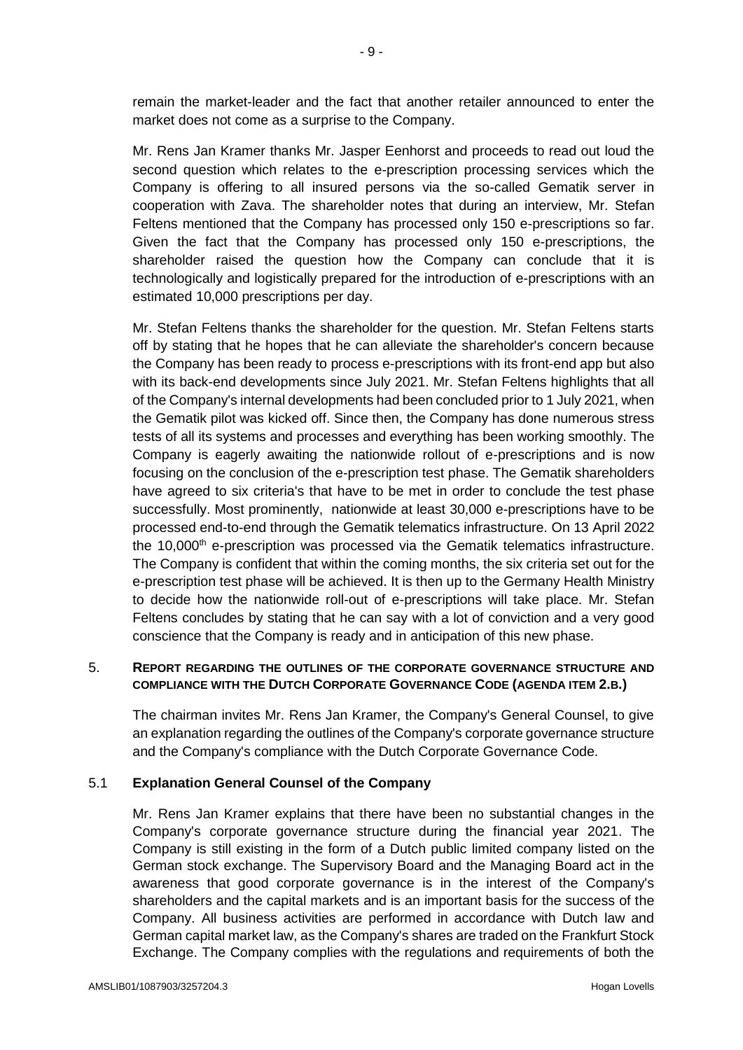remain the market-leader and the fact that another retailer announced to enter the market does not come as a surprise to the Company.

Mr. Rens Jan Kramer thanks Mr. Jasper Eenhorst and proceeds to read out loud the second question which relates to the e-prescription processing services which the Company is offering to all insured persons via the so-called Gematik server in cooperation with Zava. The shareholder notes that during an interview, Mr. Stefan Feltens mentioned that the Company has processed only 150 e-prescriptions so far. Given the fact that the Company has processed only 150 e-prescriptions, the shareholder raised the question how the Company can conclude that it is technologically and logistically prepared for the introduction of e-prescriptions with an estimated 10,000 prescriptions per day.

Mr. Stefan Feltens thanks the shareholder for the question. Mr. Stefan Feltens starts off by stating that he hopes that he can alleviate the shareholder's concern because the Company has been ready to process e-prescriptions with its front-end app but also with its back-end developments since July 2021. Mr. Stefan Feltens highlights that all of the Company's internal developments had been concluded prior to 1 July 2021, when the Gematik pilot was kicked off. Since then, the Company has done numerous stress tests of all its systems and processes and everything has been working smoothly. The Company is eagerly awaiting the nationwide rollout of e-prescriptions and is now focusing on the conclusion of the e-prescription test phase. The Gematik shareholders have agreed to six criteria's that have to be met in order to conclude the test phase successfully. Most prominently, nationwide at least 30,000 e-prescriptions have to be processed end-to-end through the Gematik telematics infrastructure. On 13 April 2022 the 10,000th e-prescription was processed via the Gematik telematics infrastructure. The Company is confident that within the coming months, the six criteria set out for the e-prescription test phase will be achieved. It is then up to the Germany Health Ministry to decide how the nationwide roll-out of e-prescriptions will take place. Mr. Stefan Feltens concludes by stating that he can say with a lot of conviction and a very good conscience that the Company is ready and in anticipation of this new phase.

## 5. REPORT REGARDING THE OUTLINES OF THE CORPORATE GOVERNANCE STRUCTURE AND COMPLIANCE WITH THE DUTCH CORPORATE GOVERNANCE CODE (AGENDA ITEM 2.B.)

The chairman invites Mr. Rens Jan Kramer, the Company's General Counsel, to give an explanation regarding the outlines of the Company's corporate governance structure and the Company's compliance with the Dutch Corporate Governance Code.

### 5.1 Explanation General Counsel of the Company

Mr. Rens Jan Kramer explains that there have been no substantial changes in the Company's corporate governance structure during the financial year 2021. The Company is still existing in the form of a Dutch public limited company listed on the German stock exchange. The Supervisory Board and the Managing Board act in the awareness that good corporate governance is in the interest of the Company's shareholders and the capital markets and is an important basis for the success of the Company. All business activities are performed in accordance with Dutch law and German capital market law, as the Company's shares are traded on the Frankfurt Stock Exchange. The Company complies with the regulations and requirements of both the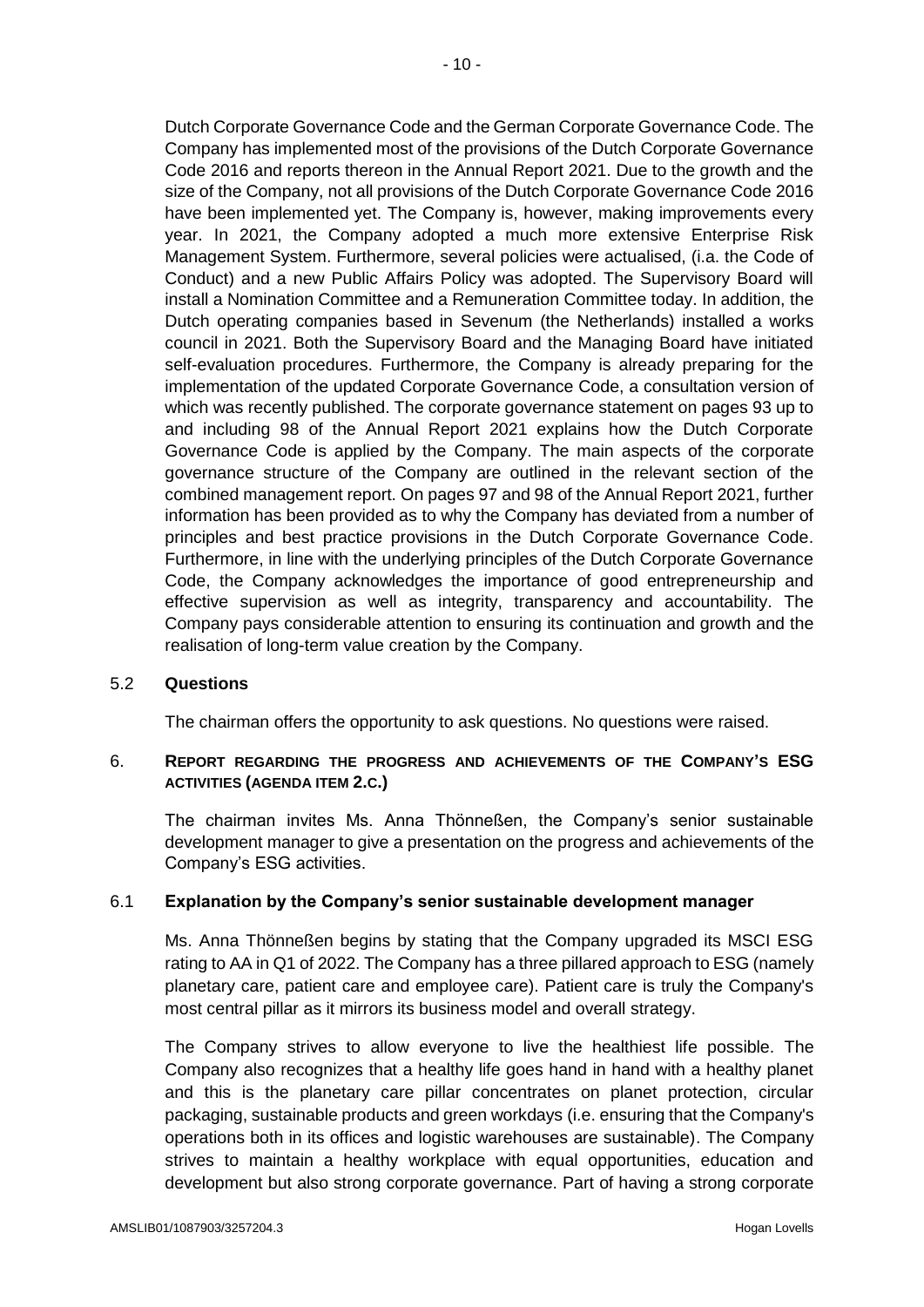Dutch Corporate Governance Code and the German Corporate Governance Code. The Company has implemented most of the provisions of the Dutch Corporate Governance Code 2016 and reports thereon in the Annual Report 2021. Due to the growth and the size of the Company, not all provisions of the Dutch Corporate Governance Code 2016 have been implemented yet. The Company is, however, making improvements every year. In 2021, the Company adopted a much more extensive Enterprise Risk Management System. Furthermore, several policies were actualised, (i.a. the Code of Conduct) and a new Public Affairs Policy was adopted. The Supervisory Board will install a Nomination Committee and a Remuneration Committee today. In addition, the Dutch operating companies based in Sevenum (the Netherlands) installed a works council in 2021. Both the Supervisory Board and the Managing Board have initiated self-evaluation procedures. Furthermore, the Company is already preparing for the implementation of the updated Corporate Governance Code, a consultation version of which was recently published. The corporate governance statement on pages 93 up to and including 98 of the Annual Report 2021 explains how the Dutch Corporate Governance Code is applied by the Company. The main aspects of the corporate governance structure of the Company are outlined in the relevant section of the combined management report. On pages 97 and 98 of the Annual Report 2021, further information has been provided as to why the Company has deviated from a number of principles and best practice provisions in the Dutch Corporate Governance Code. Furthermore, in line with the underlying principles of the Dutch Corporate Governance Code, the Company acknowledges the importance of good entrepreneurship and effective supervision as well as integrity, transparency and accountability. The Company pays considerable attention to ensuring its continuation and growth and the realisation of long-term value creation by the Company.

### 5.2 Questions

The chairman offers the opportunity to ask questions. No questions were raised.

## 6. REPORT REGARDING THE PROGRESS AND ACHIEVEMENTS OF THE COMPANY'S ESG ACTIVITIES (AGENDA ITEM 2.C.)

The chairman invites Ms. Anna Thönneßen, the Company's senior sustainable development manager to give a presentation on the progress and achievements of the Company's ESG activities.

### 6.1 Explanation by the Company's senior sustainable development manager

Ms. Anna Thönneßen begins by stating that the Company upgraded its MSCI ESG rating to AA in Q1 of 2022. The Company has a three pillared approach to ESG (namely planetary care, patient care and employee care). Patient care is truly the Company's most central pillar as it mirrors its business model and overall strategy.

The Company strives to allow everyone to live the healthiest life possible. The Company also recognizes that a healthy life goes hand in hand with a healthy planet and this is the planetary care pillar concentrates on planet protection, circular packaging, sustainable products and green workdays (i.e. ensuring that the Company's operations both in its offices and logistic warehouses are sustainable). The Company strives to maintain a healthy workplace with equal opportunities, education and development but also strong corporate governance. Part of having a strong corporate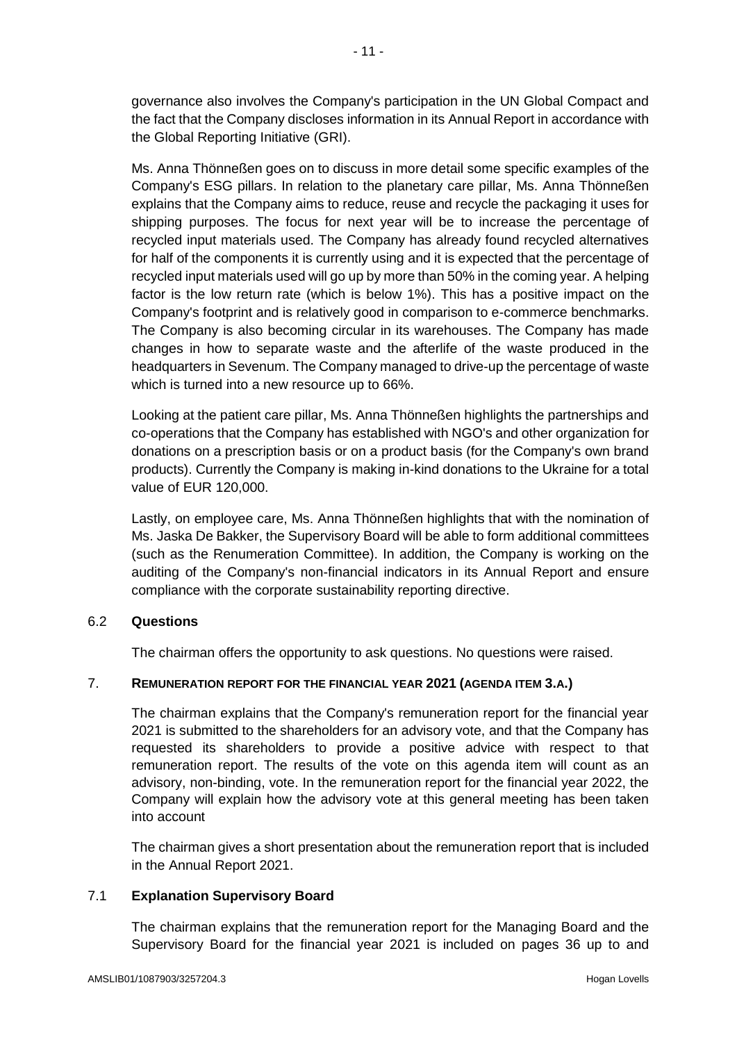governance also involves the Company's participation in the UN Global Compact and the fact that the Company discloses information in its Annual Report in accordance with the Global Reporting Initiative (GRI).

Ms. Anna Thönneßen goes on to discuss in more detail some specific examples of the Company's ESG pillars. In relation to the planetary care pillar, Ms. Anna Thönneßen explains that the Company aims to reduce, reuse and recycle the packaging it uses for shipping purposes. The focus for next year will be to increase the percentage of recycled input materials used. The Company has already found recycled alternatives for half of the components it is currently using and it is expected that the percentage of recycled input materials used will go up by more than 50% in the coming year. A helping factor is the low return rate (which is below 1%). This has a positive impact on the Company's footprint and is relatively good in comparison to e-commerce benchmarks. The Company is also becoming circular in its warehouses. The Company has made changes in how to separate waste and the afterlife of the waste produced in the headquarters in Sevenum. The Company managed to drive-up the percentage of waste which is turned into a new resource up to 66%.

Looking at the patient care pillar, Ms. Anna Thönneßen highlights the partnerships and co-operations that the Company has established with NGO's and other organization for donations on a prescription basis or on a product basis (for the Company's own brand products). Currently the Company is making in-kind donations to the Ukraine for a total value of EUR 120,000.

Lastly, on employee care, Ms. Anna Thönneßen highlights that with the nomination of Ms. Jaska De Bakker, the Supervisory Board will be able to form additional committees (such as the Renumeration Committee). In addition, the Company is working on the auditing of the Company's non-financial indicators in its Annual Report and ensure compliance with the corporate sustainability reporting directive.

### 6.2 **Questions**

The chairman offers the opportunity to ask questions. No questions were raised.

## 7. **REMUNERATION REPORT FOR THE FINANCIAL YEAR 2021 (AGENDA ITEM 3.A.)**

The chairman explains that the Company's remuneration report for the financial year 2021 is submitted to the shareholders for an advisory vote, and that the Company has requested its shareholders to provide a positive advice with respect to that remuneration report. The results of the vote on this agenda item will count as an advisory, non-binding, vote. In the remuneration report for the financial year 2022, the Company will explain how the advisory vote at this general meeting has been taken into account

The chairman gives a short presentation about the remuneration report that is included in the Annual Report 2021.

### 7.1 **Explanation Supervisory Board**

The chairman explains that the remuneration report for the Managing Board and the Supervisory Board for the financial year 2021 is included on pages 36 up to and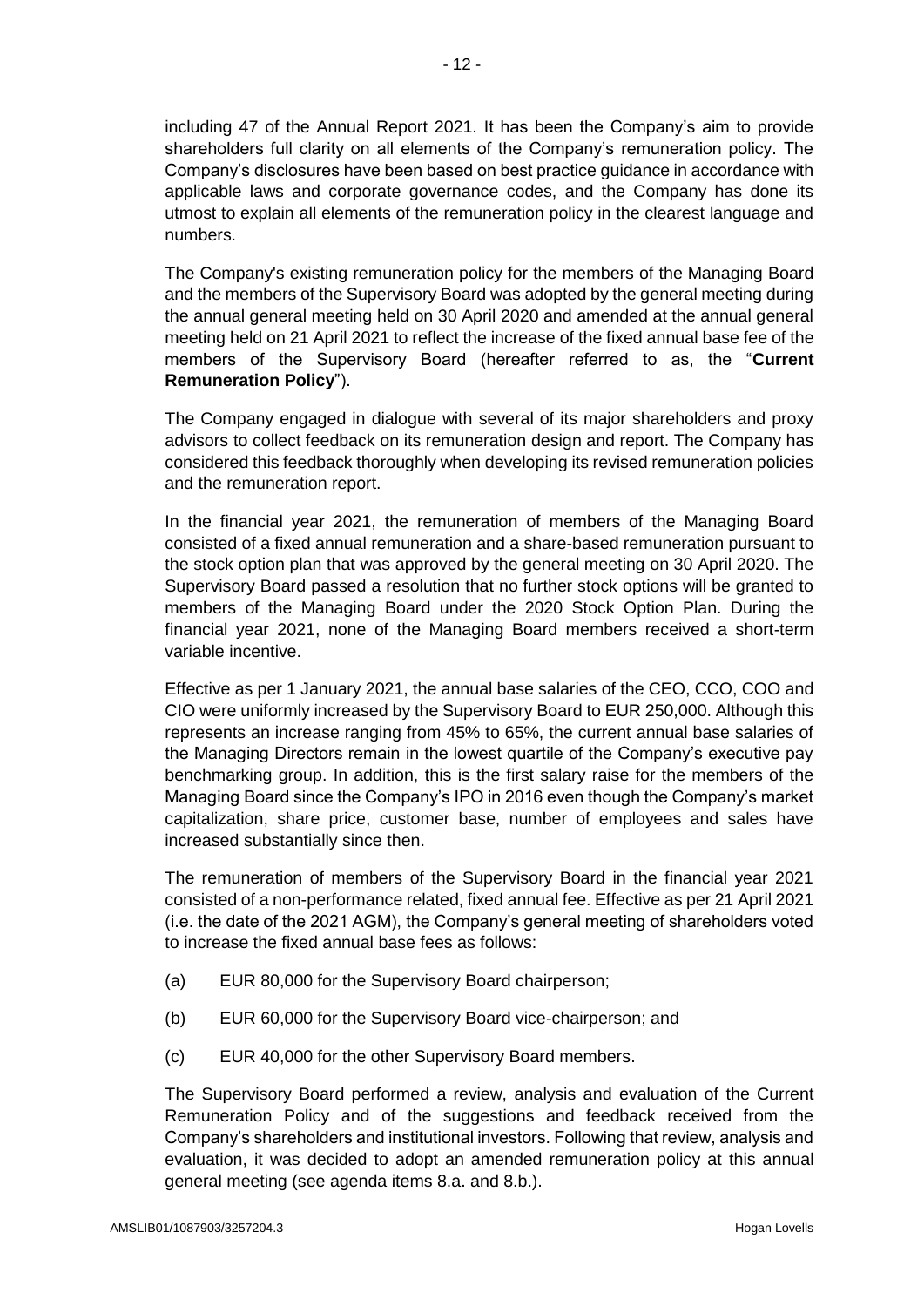including 47 of the Annual Report 2021. It has been the Company's aim to provide shareholders full clarity on all elements of the Company's remuneration policy. The Company's disclosures have been based on best practice guidance in accordance with applicable laws and corporate governance codes, and the Company has done its utmost to explain all elements of the remuneration policy in the clearest language and numbers.

The Company's existing remuneration policy for the members of the Managing Board and the members of the Supervisory Board was adopted by the general meeting during the annual general meeting held on 30 April 2020 and amended at the annual general meeting held on 21 April 2021 to reflect the increase of the fixed annual base fee of the members of the Supervisory Board (hereafter referred to as, the "**Current Remuneration Policy**").

The Company engaged in dialogue with several of its major shareholders and proxy advisors to collect feedback on its remuneration design and report. The Company has considered this feedback thoroughly when developing its revised remuneration policies and the remuneration report.

In the financial year 2021, the remuneration of members of the Managing Board consisted of a fixed annual remuneration and a share-based remuneration pursuant to the stock option plan that was approved by the general meeting on 30 April 2020. The Supervisory Board passed a resolution that no further stock options will be granted to members of the Managing Board under the 2020 Stock Option Plan. During the financial year 2021, none of the Managing Board members received a short-term variable incentive.

Effective as per 1 January 2021, the annual base salaries of the CEO, CCO, COO and CIO were uniformly increased by the Supervisory Board to EUR 250,000. Although this represents an increase ranging from 45% to 65%, the current annual base salaries of the Managing Directors remain in the lowest quartile of the Company's executive pay benchmarking group. In addition, this is the first salary raise for the members of the Managing Board since the Company's IPO in 2016 even though the Company's market capitalization, share price, customer base, number of employees and sales have increased substantially since then.

The remuneration of members of the Supervisory Board in the financial year 2021 consisted of a non-performance related, fixed annual fee. Effective as per 21 April 2021 (i.e. the date of the 2021 AGM), the Company's general meeting of shareholders voted to increase the fixed annual base fees as follows:

(a) EUR 80,000 for the Supervisory Board chairperson;

(b) EUR 60,000 for the Supervisory Board vice-chairperson; and

(c) EUR 40,000 for the other Supervisory Board members.

The Supervisory Board performed a review, analysis and evaluation of the Current Remuneration Policy and of the suggestions and feedback received from the Company's shareholders and institutional investors. Following that review, analysis and evaluation, it was decided to adopt an amended remuneration policy at this annual general meeting (see agenda items 8.a. and 8.b.).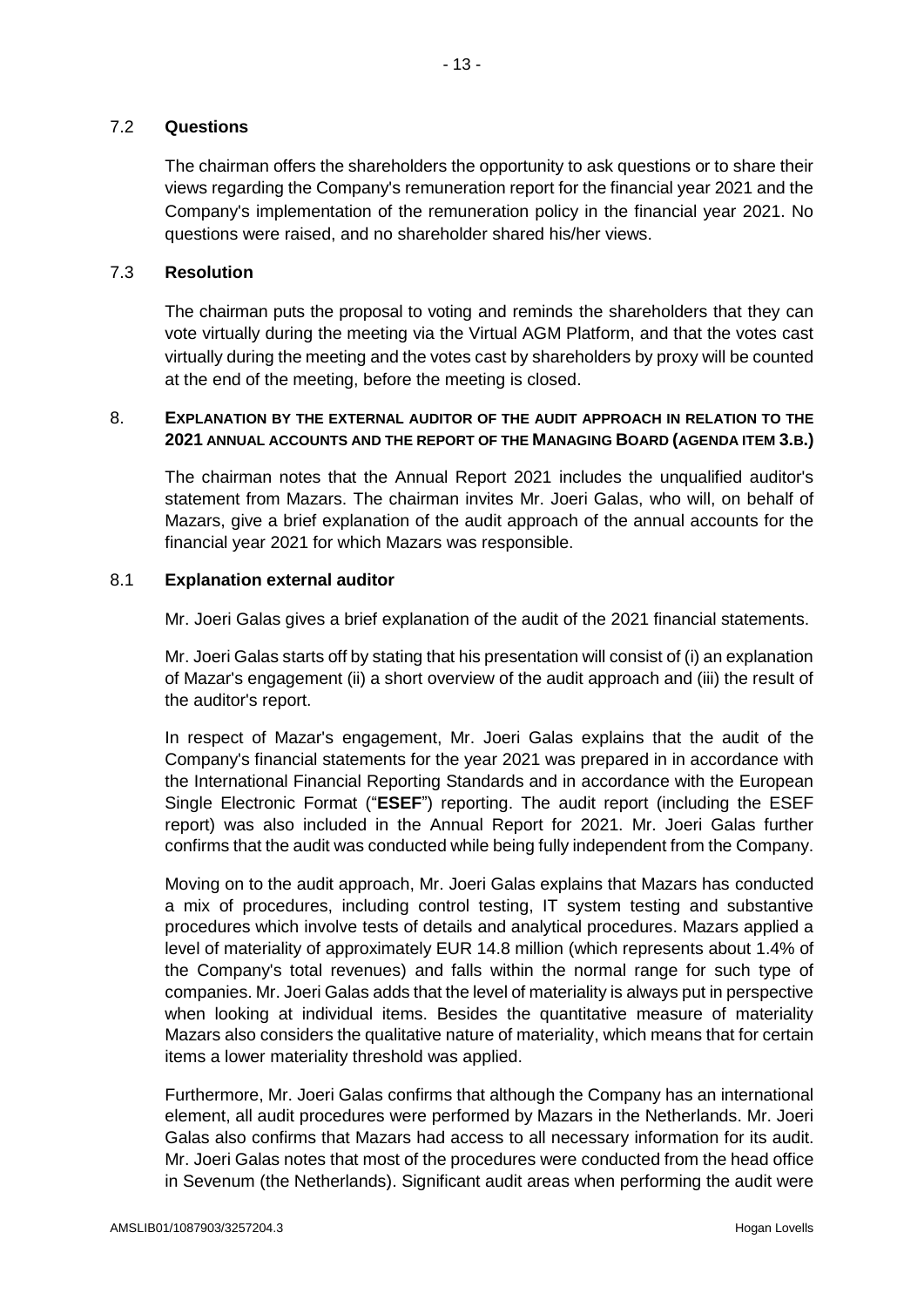### 7.2 **Questions**

The chairman offers the shareholders the opportunity to ask questions or to share their views regarding the Company's remuneration report for the financial year 2021 and the Company's implementation of the remuneration policy in the financial year 2021. No questions were raised, and no shareholder shared his/her views.

### 7.3 **Resolution**

The chairman puts the proposal to voting and reminds the shareholders that they can vote virtually during the meeting via the Virtual AGM Platform, and that the votes cast virtually during the meeting and the votes cast by shareholders by proxy will be counted at the end of the meeting, before the meeting is closed.

## 8. **EXPLANATION BY THE EXTERNAL AUDITOR OF THE AUDIT APPROACH IN RELATION TO THE 2021 ANNUAL ACCOUNTS AND THE REPORT OF THE MANAGING BOARD (AGENDA ITEM 3.B.)**

The chairman notes that the Annual Report 2021 includes the unqualified auditor's statement from Mazars. The chairman invites Mr. Joeri Galas, who will, on behalf of Mazars, give a brief explanation of the audit approach of the annual accounts for the financial year 2021 for which Mazars was responsible.

### 8.1 **Explanation external auditor**

Mr. Joeri Galas gives a brief explanation of the audit of the 2021 financial statements.

Mr. Joeri Galas starts off by stating that his presentation will consist of (i) an explanation of Mazar's engagement (ii) a short overview of the audit approach and (iii) the result of the auditor's report.

In respect of Mazar's engagement, Mr. Joeri Galas explains that the audit of the Company's financial statements for the year 2021 was prepared in in accordance with the International Financial Reporting Standards and in accordance with the European Single Electronic Format ("**ESEF**") reporting. The audit report (including the ESEF report) was also included in the Annual Report for 2021. Mr. Joeri Galas further confirms that the audit was conducted while being fully independent from the Company.

Moving on to the audit approach, Mr. Joeri Galas explains that Mazars has conducted a mix of procedures, including control testing, IT system testing and substantive procedures which involve tests of details and analytical procedures. Mazars applied a level of materiality of approximately EUR 14.8 million (which represents about 1.4% of the Company's total revenues) and falls within the normal range for such type of companies. Mr. Joeri Galas adds that the level of materiality is always put in perspective when looking at individual items. Besides the quantitative measure of materiality Mazars also considers the qualitative nature of materiality, which means that for certain items a lower materiality threshold was applied.

Furthermore, Mr. Joeri Galas confirms that although the Company has an international element, all audit procedures were performed by Mazars in the Netherlands. Mr. Joeri Galas also confirms that Mazars had access to all necessary information for its audit. Mr. Joeri Galas notes that most of the procedures were conducted from the head office in Sevenum (the Netherlands). Significant audit areas when performing the audit were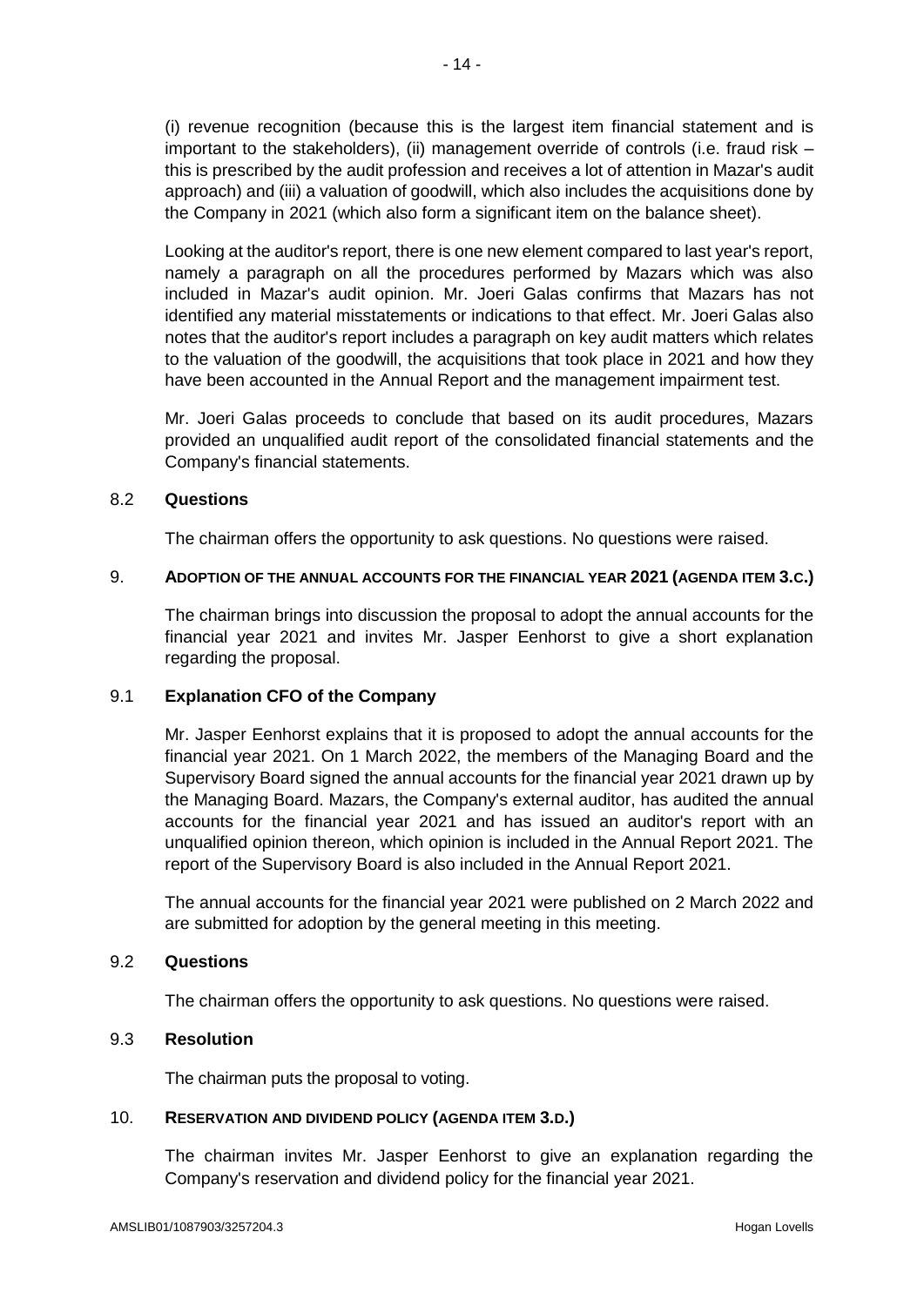(i) revenue recognition (because this is the largest item financial statement and is important to the stakeholders), (ii) management override of controls (i.e. fraud risk – this is prescribed by the audit profession and receives a lot of attention in Mazar's audit approach) and (iii) a valuation of goodwill, which also includes the acquisitions done by the Company in 2021 (which also form a significant item on the balance sheet).

Looking at the auditor's report, there is one new element compared to last year's report, namely a paragraph on all the procedures performed by Mazars which was also included in Mazar's audit opinion. Mr. Joeri Galas confirms that Mazars has not identified any material misstatements or indications to that effect. Mr. Joeri Galas also notes that the auditor's report includes a paragraph on key audit matters which relates to the valuation of the goodwill, the acquisitions that took place in 2021 and how they have been accounted in the Annual Report and the management impairment test.

Mr. Joeri Galas proceeds to conclude that based on its audit procedures, Mazars provided an unqualified audit report of the consolidated financial statements and the Company's financial statements.

### 8.2 Questions

The chairman offers the opportunity to ask questions. No questions were raised.

## 9. ADOPTION OF THE ANNUAL ACCOUNTS FOR THE FINANCIAL YEAR 2021 (AGENDA ITEM 3.C.)

The chairman brings into discussion the proposal to adopt the annual accounts for the financial year 2021 and invites Mr. Jasper Eenhorst to give a short explanation regarding the proposal.

### 9.1 Explanation CFO of the Company

Mr. Jasper Eenhorst explains that it is proposed to adopt the annual accounts for the financial year 2021. On 1 March 2022, the members of the Managing Board and the Supervisory Board signed the annual accounts for the financial year 2021 drawn up by the Managing Board. Mazars, the Company's external auditor, has audited the annual accounts for the financial year 2021 and has issued an auditor's report with an unqualified opinion thereon, which opinion is included in the Annual Report 2021. The report of the Supervisory Board is also included in the Annual Report 2021.

The annual accounts for the financial year 2021 were published on 2 March 2022 and are submitted for adoption by the general meeting in this meeting.

### 9.2 Questions

The chairman offers the opportunity to ask questions. No questions were raised.

### 9.3 Resolution

The chairman puts the proposal to voting.

## 10. RESERVATION AND DIVIDEND POLICY (AGENDA ITEM 3.D.)

The chairman invites Mr. Jasper Eenhorst to give an explanation regarding the Company's reservation and dividend policy for the financial year 2021.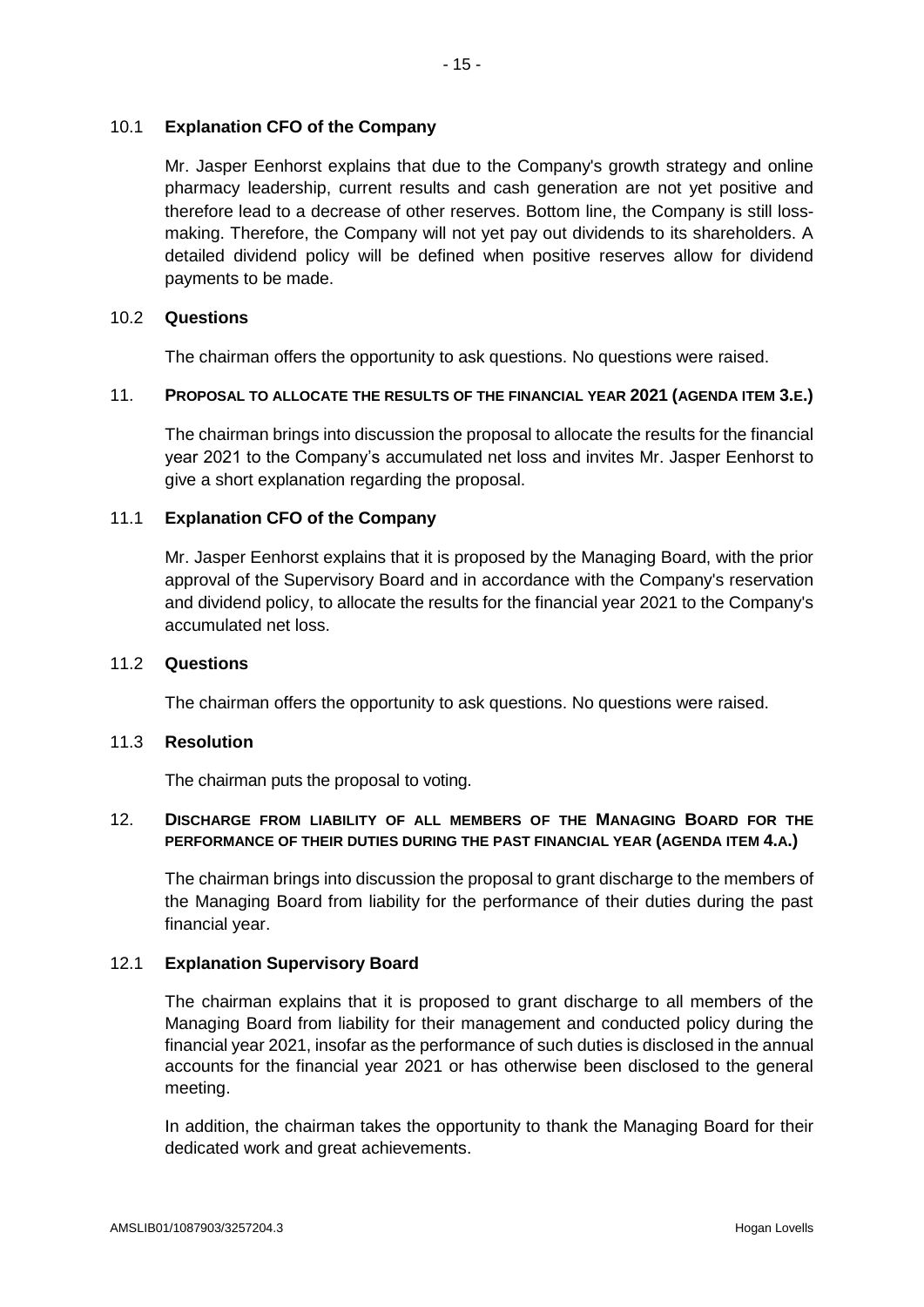### 10.1 Explanation CFO of the Company

Mr. Jasper Eenhorst explains that due to the Company's growth strategy and online pharmacy leadership, current results and cash generation are not yet positive and therefore lead to a decrease of other reserves. Bottom line, the Company is still loss-making. Therefore, the Company will not yet pay out dividends to its shareholders. A detailed dividend policy will be defined when positive reserves allow for dividend payments to be made.

### 10.2 Questions

The chairman offers the opportunity to ask questions. No questions were raised.

## 11. PROPOSAL TO ALLOCATE THE RESULTS OF THE FINANCIAL YEAR 2021 (AGENDA ITEM 3.E.)

The chairman brings into discussion the proposal to allocate the results for the financial year 2021 to the Company's accumulated net loss and invites Mr. Jasper Eenhorst to give a short explanation regarding the proposal.

### 11.1 Explanation CFO of the Company

Mr. Jasper Eenhorst explains that it is proposed by the Managing Board, with the prior approval of the Supervisory Board and in accordance with the Company's reservation and dividend policy, to allocate the results for the financial year 2021 to the Company's accumulated net loss.

### 11.2 Questions

The chairman offers the opportunity to ask questions. No questions were raised.

### 11.3 Resolution

The chairman puts the proposal to voting.

## 12. DISCHARGE FROM LIABILITY OF ALL MEMBERS OF THE MANAGING BOARD FOR THE PERFORMANCE OF THEIR DUTIES DURING THE PAST FINANCIAL YEAR (AGENDA ITEM 4.A.)

The chairman brings into discussion the proposal to grant discharge to the members of the Managing Board from liability for the performance of their duties during the past financial year.

### 12.1 Explanation Supervisory Board

The chairman explains that it is proposed to grant discharge to all members of the Managing Board from liability for their management and conducted policy during the financial year 2021, insofar as the performance of such duties is disclosed in the annual accounts for the financial year 2021 or has otherwise been disclosed to the general meeting.

In addition, the chairman takes the opportunity to thank the Managing Board for their dedicated work and great achievements.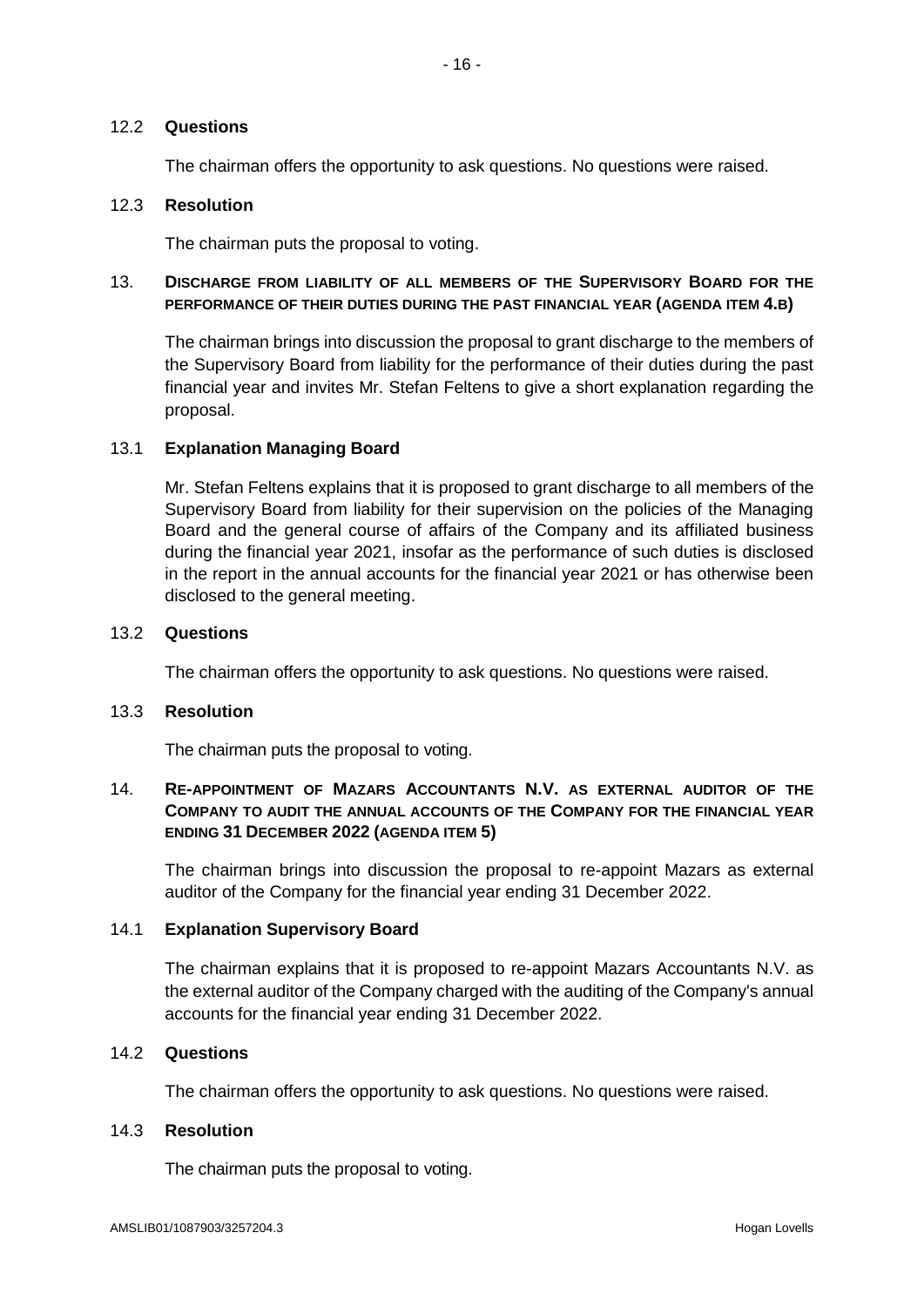### 12.2 Questions

The chairman offers the opportunity to ask questions. No questions were raised.

### 12.3 Resolution

The chairman puts the proposal to voting.

## 13. DISCHARGE FROM LIABILITY OF ALL MEMBERS OF THE SUPERVISORY BOARD FOR THE PERFORMANCE OF THEIR DUTIES DURING THE PAST FINANCIAL YEAR (AGENDA ITEM 4.B)

The chairman brings into discussion the proposal to grant discharge to the members of the Supervisory Board from liability for the performance of their duties during the past financial year and invites Mr. Stefan Feltens to give a short explanation regarding the proposal.

### 13.1 Explanation Managing Board

Mr. Stefan Feltens explains that it is proposed to grant discharge to all members of the Supervisory Board from liability for their supervision on the policies of the Managing Board and the general course of affairs of the Company and its affiliated business during the financial year 2021, insofar as the performance of such duties is disclosed in the report in the annual accounts for the financial year 2021 or has otherwise been disclosed to the general meeting.

### 13.2 Questions

The chairman offers the opportunity to ask questions. No questions were raised.

### 13.3 Resolution

The chairman puts the proposal to voting.

## 14. RE-APPOINTMENT OF MAZARS ACCOUNTANTS N.V. AS EXTERNAL AUDITOR OF THE COMPANY TO AUDIT THE ANNUAL ACCOUNTS OF THE COMPANY FOR THE FINANCIAL YEAR ENDING 31 DECEMBER 2022 (AGENDA ITEM 5)

The chairman brings into discussion the proposal to re-appoint Mazars as external auditor of the Company for the financial year ending 31 December 2022.

### 14.1 Explanation Supervisory Board

The chairman explains that it is proposed to re-appoint Mazars Accountants N.V. as the external auditor of the Company charged with the auditing of the Company's annual accounts for the financial year ending 31 December 2022.

### 14.2 Questions

The chairman offers the opportunity to ask questions. No questions were raised.

### 14.3 Resolution

The chairman puts the proposal to voting.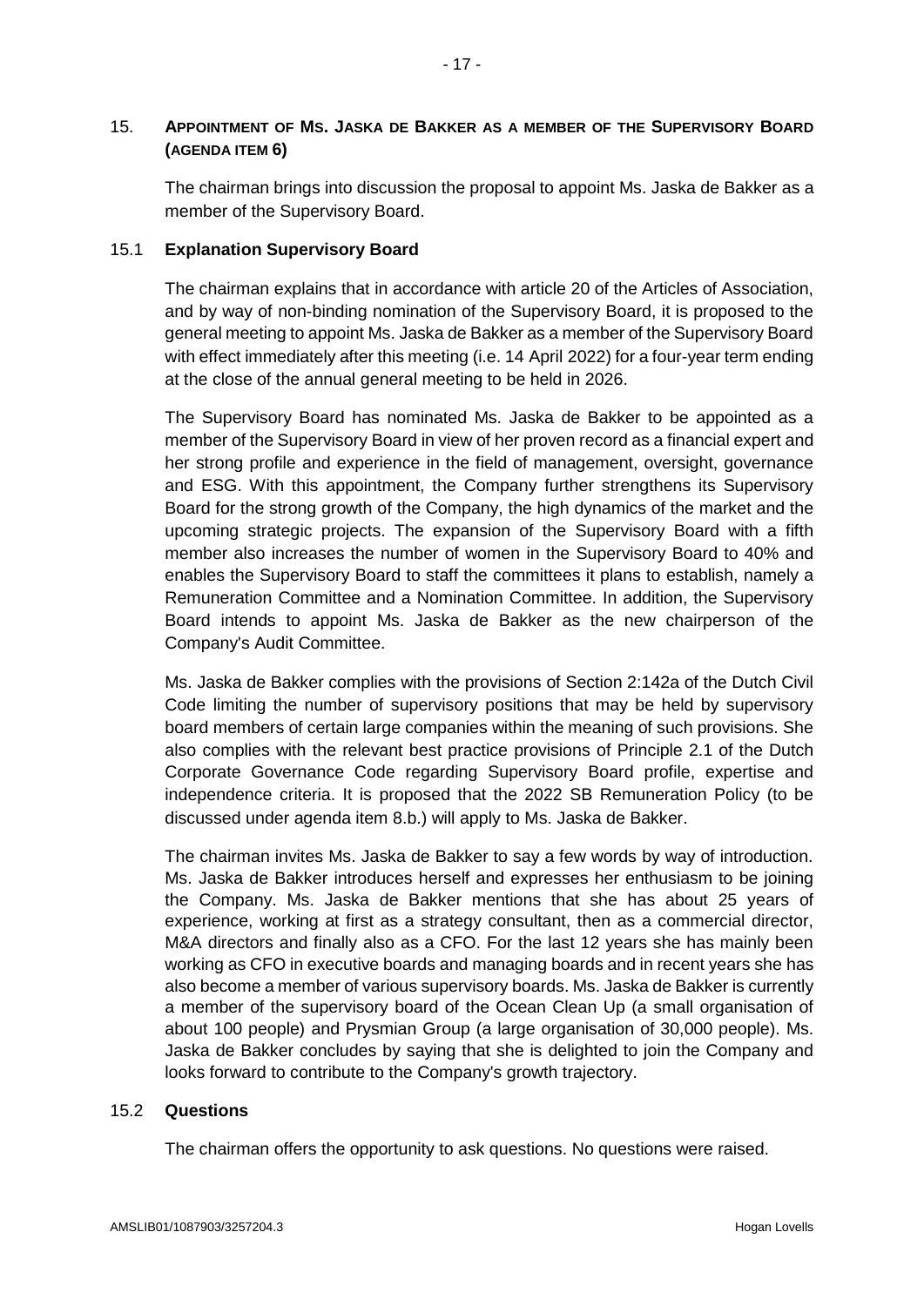## 15. APPOINTMENT OF MS. JASKA DE BAKKER AS A MEMBER OF THE SUPERVISORY BOARD (AGENDA ITEM 6)

The chairman brings into discussion the proposal to appoint Ms. Jaska de Bakker as a member of the Supervisory Board.

### 15.1 Explanation Supervisory Board

The chairman explains that in accordance with article 20 of the Articles of Association, and by way of non-binding nomination of the Supervisory Board, it is proposed to the general meeting to appoint Ms. Jaska de Bakker as a member of the Supervisory Board with effect immediately after this meeting (i.e. 14 April 2022) for a four-year term ending at the close of the annual general meeting to be held in 2026.

The Supervisory Board has nominated Ms. Jaska de Bakker to be appointed as a member of the Supervisory Board in view of her proven record as a financial expert and her strong profile and experience in the field of management, oversight, governance and ESG. With this appointment, the Company further strengthens its Supervisory Board for the strong growth of the Company, the high dynamics of the market and the upcoming strategic projects. The expansion of the Supervisory Board with a fifth member also increases the number of women in the Supervisory Board to 40% and enables the Supervisory Board to staff the committees it plans to establish, namely a Remuneration Committee and a Nomination Committee. In addition, the Supervisory Board intends to appoint Ms. Jaska de Bakker as the new chairperson of the Company's Audit Committee.

Ms. Jaska de Bakker complies with the provisions of Section 2:142a of the Dutch Civil Code limiting the number of supervisory positions that may be held by supervisory board members of certain large companies within the meaning of such provisions. She also complies with the relevant best practice provisions of Principle 2.1 of the Dutch Corporate Governance Code regarding Supervisory Board profile, expertise and independence criteria. It is proposed that the 2022 SB Remuneration Policy (to be discussed under agenda item 8.b.) will apply to Ms. Jaska de Bakker.

The chairman invites Ms. Jaska de Bakker to say a few words by way of introduction. Ms. Jaska de Bakker introduces herself and expresses her enthusiasm to be joining the Company. Ms. Jaska de Bakker mentions that she has about 25 years of experience, working at first as a strategy consultant, then as a commercial director, M&A directors and finally also as a CFO. For the last 12 years she has mainly been working as CFO in executive boards and managing boards and in recent years she has also become a member of various supervisory boards. Ms. Jaska de Bakker is currently a member of the supervisory board of the Ocean Clean Up (a small organisation of about 100 people) and Prysmian Group (a large organisation of 30,000 people). Ms. Jaska de Bakker concludes by saying that she is delighted to join the Company and looks forward to contribute to the Company's growth trajectory.

### 15.2 Questions

The chairman offers the opportunity to ask questions. No questions were raised.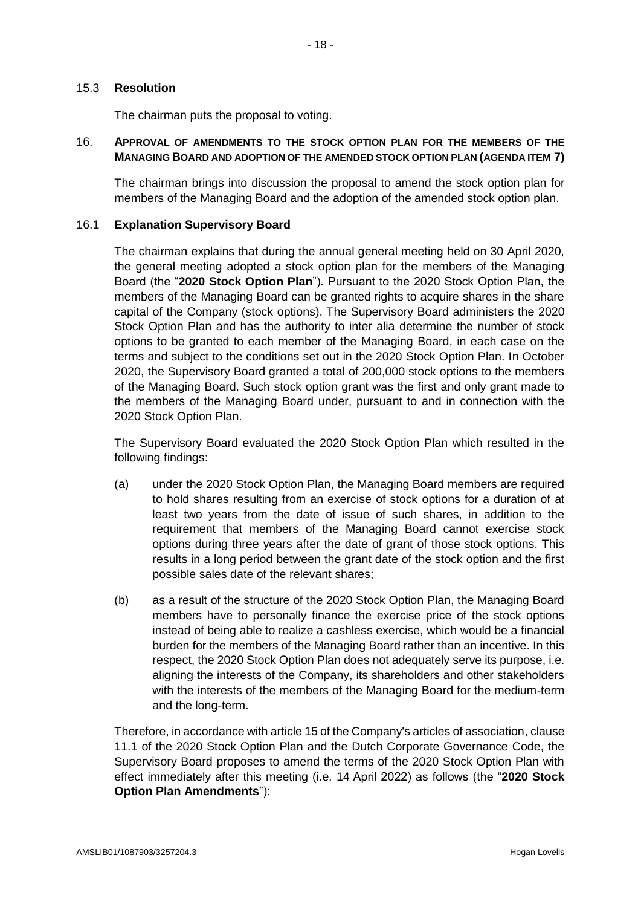### 15.3 **Resolution**

The chairman puts the proposal to voting.

## 16. APPROVAL OF AMENDMENTS TO THE STOCK OPTION PLAN FOR THE MEMBERS OF THE MANAGING BOARD AND ADOPTION OF THE AMENDED STOCK OPTION PLAN (AGENDA ITEM 7)

The chairman brings into discussion the proposal to amend the stock option plan for members of the Managing Board and the adoption of the amended stock option plan.

### 16.1 **Explanation Supervisory Board**

The chairman explains that during the annual general meeting held on 30 April 2020, the general meeting adopted a stock option plan for the members of the Managing Board (the "**2020 Stock Option Plan**"). Pursuant to the 2020 Stock Option Plan, the members of the Managing Board can be granted rights to acquire shares in the share capital of the Company (stock options). The Supervisory Board administers the 2020 Stock Option Plan and has the authority to inter alia determine the number of stock options to be granted to each member of the Managing Board, in each case on the terms and subject to the conditions set out in the 2020 Stock Option Plan. In October 2020, the Supervisory Board granted a total of 200,000 stock options to the members of the Managing Board. Such stock option grant was the first and only grant made to the members of the Managing Board under, pursuant to and in connection with the 2020 Stock Option Plan.

The Supervisory Board evaluated the 2020 Stock Option Plan which resulted in the following findings:

(a) under the 2020 Stock Option Plan, the Managing Board members are required to hold shares resulting from an exercise of stock options for a duration of at least two years from the date of issue of such shares, in addition to the requirement that members of the Managing Board cannot exercise stock options during three years after the date of grant of those stock options. This results in a long period between the grant date of the stock option and the first possible sales date of the relevant shares;

(b) as a result of the structure of the 2020 Stock Option Plan, the Managing Board members have to personally finance the exercise price of the stock options instead of being able to realize a cashless exercise, which would be a financial burden for the members of the Managing Board rather than an incentive. In this respect, the 2020 Stock Option Plan does not adequately serve its purpose, i.e. aligning the interests of the Company, its shareholders and other stakeholders with the interests of the members of the Managing Board for the medium-term and the long-term.

Therefore, in accordance with article 15 of the Company's articles of association, clause 11.1 of the 2020 Stock Option Plan and the Dutch Corporate Governance Code, the Supervisory Board proposes to amend the terms of the 2020 Stock Option Plan with effect immediately after this meeting (i.e. 14 April 2022) as follows (the "**2020 Stock Option Plan Amendments**"):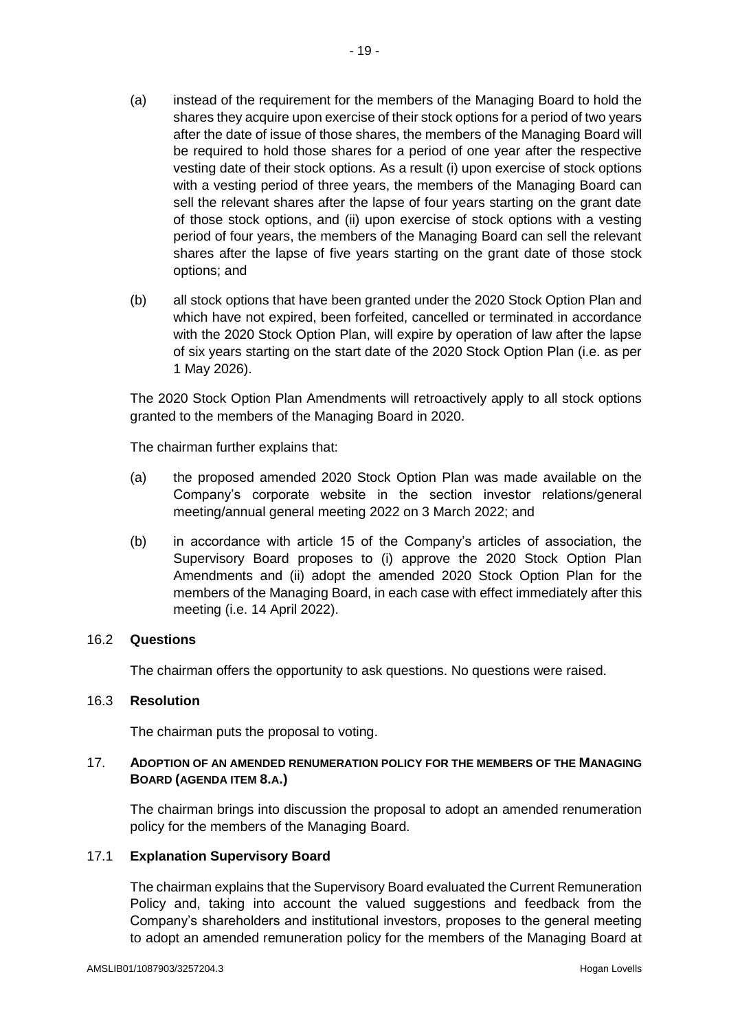(a) instead of the requirement for the members of the Managing Board to hold the shares they acquire upon exercise of their stock options for a period of two years after the date of issue of those shares, the members of the Managing Board will be required to hold those shares for a period of one year after the respective vesting date of their stock options. As a result (i) upon exercise of stock options with a vesting period of three years, the members of the Managing Board can sell the relevant shares after the lapse of four years starting on the grant date of those stock options, and (ii) upon exercise of stock options with a vesting period of four years, the members of the Managing Board can sell the relevant shares after the lapse of five years starting on the grant date of those stock options; and

(b) all stock options that have been granted under the 2020 Stock Option Plan and which have not expired, been forfeited, cancelled or terminated in accordance with the 2020 Stock Option Plan, will expire by operation of law after the lapse of six years starting on the start date of the 2020 Stock Option Plan (i.e. as per 1 May 2026).

The 2020 Stock Option Plan Amendments will retroactively apply to all stock options granted to the members of the Managing Board in 2020.

The chairman further explains that:

(a) the proposed amended 2020 Stock Option Plan was made available on the Company's corporate website in the section investor relations/general meeting/annual general meeting 2022 on 3 March 2022; and

(b) in accordance with article 15 of the Company's articles of association, the Supervisory Board proposes to (i) approve the 2020 Stock Option Plan Amendments and (ii) adopt the amended 2020 Stock Option Plan for the members of the Managing Board, in each case with effect immediately after this meeting (i.e. 14 April 2022).

### 16.2 **Questions**

The chairman offers the opportunity to ask questions. No questions were raised.

### 16.3 **Resolution**

The chairman puts the proposal to voting.

## 17. **ADOPTION OF AN AMENDED RENUMERATION POLICY FOR THE MEMBERS OF THE MANAGING BOARD (AGENDA ITEM 8.A.)**

The chairman brings into discussion the proposal to adopt an amended renumeration policy for the members of the Managing Board.

### 17.1 **Explanation Supervisory Board**

The chairman explains that the Supervisory Board evaluated the Current Remuneration Policy and, taking into account the valued suggestions and feedback from the Company's shareholders and institutional investors, proposes to the general meeting to adopt an amended remuneration policy for the members of the Managing Board at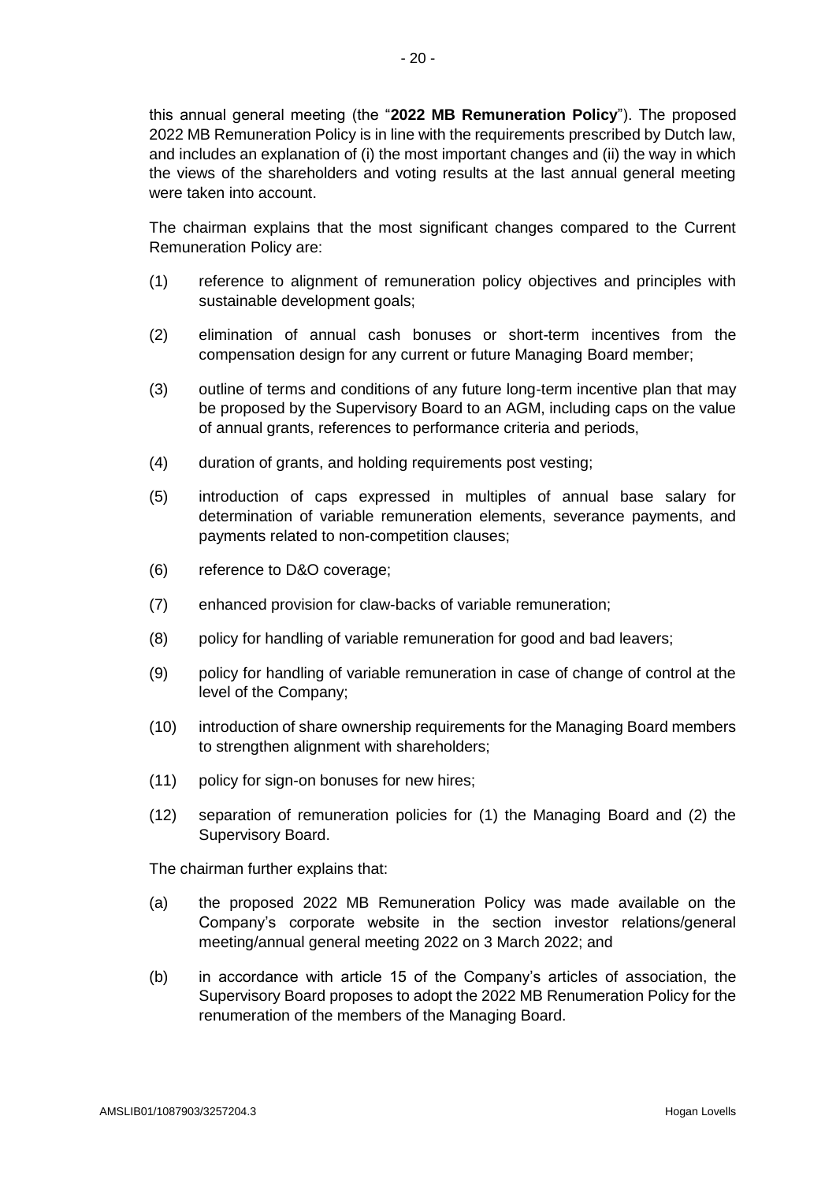this annual general meeting (the "**2022 MB Remuneration Policy**"). The proposed 2022 MB Remuneration Policy is in line with the requirements prescribed by Dutch law, and includes an explanation of (i) the most important changes and (ii) the way in which the views of the shareholders and voting results at the last annual general meeting were taken into account.

The chairman explains that the most significant changes compared to the Current Remuneration Policy are:

(1) reference to alignment of remuneration policy objectives and principles with sustainable development goals;

(2) elimination of annual cash bonuses or short-term incentives from the compensation design for any current or future Managing Board member;

(3) outline of terms and conditions of any future long-term incentive plan that may be proposed by the Supervisory Board to an AGM, including caps on the value of annual grants, references to performance criteria and periods,

(4) duration of grants, and holding requirements post vesting;

(5) introduction of caps expressed in multiples of annual base salary for determination of variable remuneration elements, severance payments, and payments related to non-competition clauses;

(6) reference to D&O coverage;

(7) enhanced provision for claw-backs of variable remuneration;

(8) policy for handling of variable remuneration for good and bad leavers;

(9) policy for handling of variable remuneration in case of change of control at the level of the Company;

(10) introduction of share ownership requirements for the Managing Board members to strengthen alignment with shareholders;

(11) policy for sign-on bonuses for new hires;

(12) separation of remuneration policies for (1) the Managing Board and (2) the Supervisory Board.

The chairman further explains that:

(a) the proposed 2022 MB Remuneration Policy was made available on the Company's corporate website in the section investor relations/general meeting/annual general meeting 2022 on 3 March 2022; and

(b) in accordance with article 15 of the Company's articles of association, the Supervisory Board proposes to adopt the 2022 MB Renumeration Policy for the renumeration of the members of the Managing Board.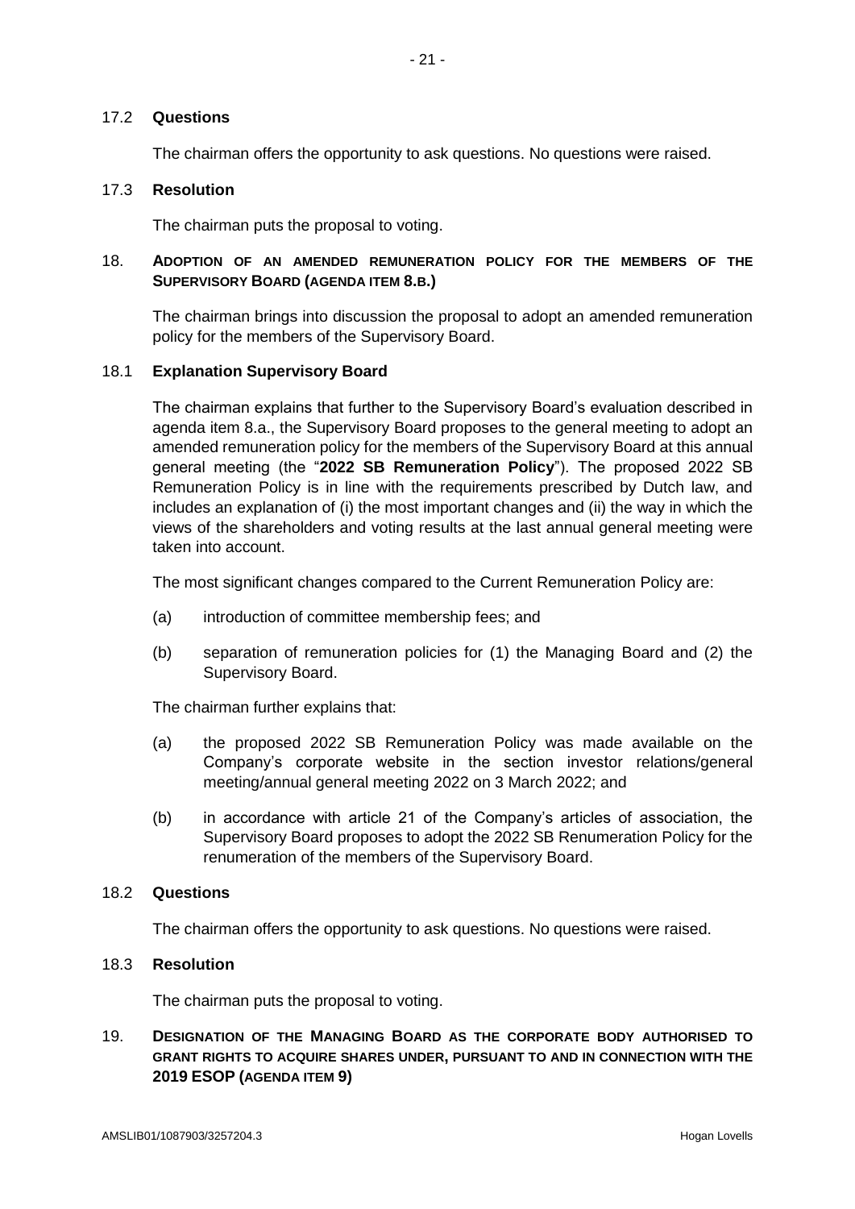### 17.2 **Questions**

The chairman offers the opportunity to ask questions. No questions were raised.

### 17.3 **Resolution**

The chairman puts the proposal to voting.

## 18. **ADOPTION OF AN AMENDED REMUNERATION POLICY FOR THE MEMBERS OF THE SUPERVISORY BOARD (AGENDA ITEM 8.B.)**

The chairman brings into discussion the proposal to adopt an amended remuneration policy for the members of the Supervisory Board.

### 18.1 **Explanation Supervisory Board**

The chairman explains that further to the Supervisory Board's evaluation described in agenda item 8.a., the Supervisory Board proposes to the general meeting to adopt an amended remuneration policy for the members of the Supervisory Board at this annual general meeting (the "**2022 SB Remuneration Policy**"). The proposed 2022 SB Remuneration Policy is in line with the requirements prescribed by Dutch law, and includes an explanation of (i) the most important changes and (ii) the way in which the views of the shareholders and voting results at the last annual general meeting were taken into account.

The most significant changes compared to the Current Remuneration Policy are:

(a) introduction of committee membership fees; and

(b) separation of remuneration policies for (1) the Managing Board and (2) the Supervisory Board.

The chairman further explains that:

(a) the proposed 2022 SB Remuneration Policy was made available on the Company's corporate website in the section investor relations/general meeting/annual general meeting 2022 on 3 March 2022; and

(b) in accordance with article 21 of the Company's articles of association, the Supervisory Board proposes to adopt the 2022 SB Renumeration Policy for the renumeration of the members of the Supervisory Board.

### 18.2 **Questions**

The chairman offers the opportunity to ask questions. No questions were raised.

### 18.3 **Resolution**

The chairman puts the proposal to voting.

## 19. **DESIGNATION OF THE MANAGING BOARD AS THE CORPORATE BODY AUTHORISED TO GRANT RIGHTS TO ACQUIRE SHARES UNDER, PURSUANT TO AND IN CONNECTION WITH THE 2019 ESOP (AGENDA ITEM 9)**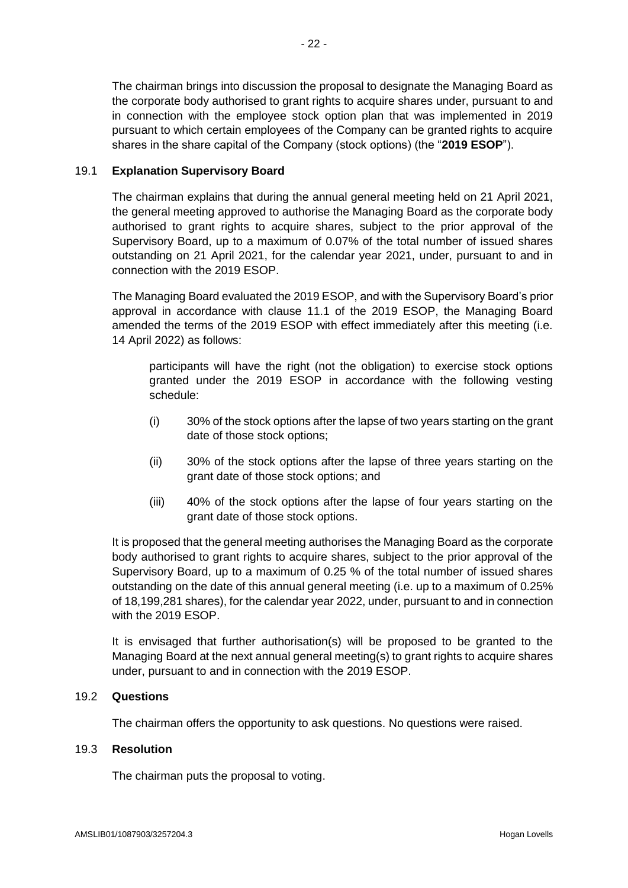The chairman brings into discussion the proposal to designate the Managing Board as the corporate body authorised to grant rights to acquire shares under, pursuant to and in connection with the employee stock option plan that was implemented in 2019 pursuant to which certain employees of the Company can be granted rights to acquire shares in the share capital of the Company (stock options) (the "**2019 ESOP**").

## 19.1 **Explanation Supervisory Board**

The chairman explains that during the annual general meeting held on 21 April 2021, the general meeting approved to authorise the Managing Board as the corporate body authorised to grant rights to acquire shares, subject to the prior approval of the Supervisory Board, up to a maximum of 0.07% of the total number of issued shares outstanding on 21 April 2021, for the calendar year 2021, under, pursuant to and in connection with the 2019 ESOP.

The Managing Board evaluated the 2019 ESOP, and with the Supervisory Board's prior approval in accordance with clause 11.1 of the 2019 ESOP, the Managing Board amended the terms of the 2019 ESOP with effect immediately after this meeting (i.e. 14 April 2022) as follows:

> participants will have the right (not the obligation) to exercise stock options granted under the 2019 ESOP in accordance with the following vesting schedule:
>
> (i) 30% of the stock options after the lapse of two years starting on the grant date of those stock options;
>
> (ii) 30% of the stock options after the lapse of three years starting on the grant date of those stock options; and
>
> (iii) 40% of the stock options after the lapse of four years starting on the grant date of those stock options.

It is proposed that the general meeting authorises the Managing Board as the corporate body authorised to grant rights to acquire shares, subject to the prior approval of the Supervisory Board, up to a maximum of 0.25 % of the total number of issued shares outstanding on the date of this annual general meeting (i.e. up to a maximum of 0.25% of 18,199,281 shares), for the calendar year 2022, under, pursuant to and in connection with the 2019 ESOP.

It is envisaged that further authorisation(s) will be proposed to be granted to the Managing Board at the next annual general meeting(s) to grant rights to acquire shares under, pursuant to and in connection with the 2019 ESOP.

## 19.2 **Questions**

The chairman offers the opportunity to ask questions. No questions were raised.

## 19.3 **Resolution**

The chairman puts the proposal to voting.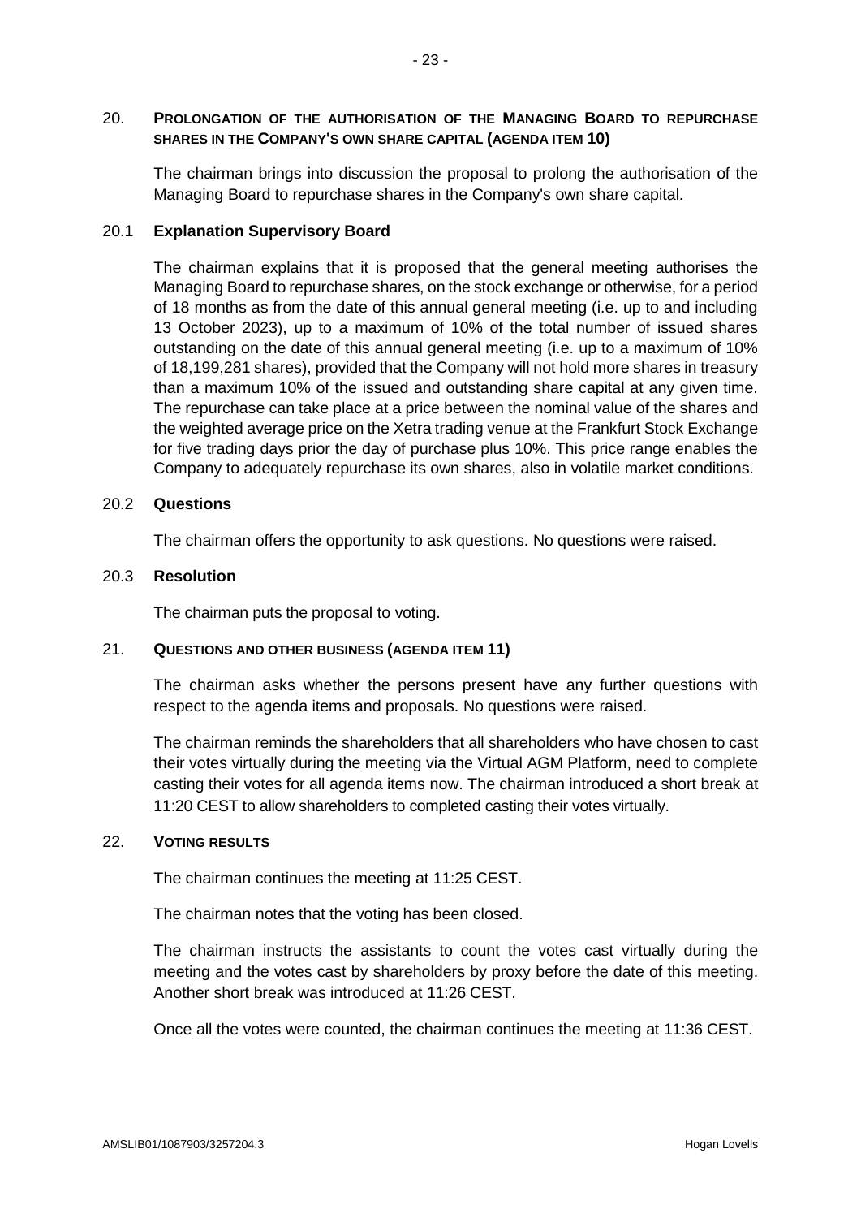## 20. Prolongation of the authorisation of the Managing Board to repurchase shares in the Company's own share capital (agenda item 10)

The chairman brings into discussion the proposal to prolong the authorisation of the Managing Board to repurchase shares in the Company's own share capital.

### 20.1 Explanation Supervisory Board

The chairman explains that it is proposed that the general meeting authorises the Managing Board to repurchase shares, on the stock exchange or otherwise, for a period of 18 months as from the date of this annual general meeting (i.e. up to and including 13 October 2023), up to a maximum of 10% of the total number of issued shares outstanding on the date of this annual general meeting (i.e. up to a maximum of 10% of 18,199,281 shares), provided that the Company will not hold more shares in treasury than a maximum 10% of the issued and outstanding share capital at any given time. The repurchase can take place at a price between the nominal value of the shares and the weighted average price on the Xetra trading venue at the Frankfurt Stock Exchange for five trading days prior the day of purchase plus 10%. This price range enables the Company to adequately repurchase its own shares, also in volatile market conditions.

### 20.2 Questions

The chairman offers the opportunity to ask questions. No questions were raised.

### 20.3 Resolution

The chairman puts the proposal to voting.

## 21. Questions and other business (agenda item 11)

The chairman asks whether the persons present have any further questions with respect to the agenda items and proposals. No questions were raised.

The chairman reminds the shareholders that all shareholders who have chosen to cast their votes virtually during the meeting via the Virtual AGM Platform, need to complete casting their votes for all agenda items now. The chairman introduced a short break at 11:20 CEST to allow shareholders to completed casting their votes virtually.

## 22. Voting results

The chairman continues the meeting at 11:25 CEST.

The chairman notes that the voting has been closed.

The chairman instructs the assistants to count the votes cast virtually during the meeting and the votes cast by shareholders by proxy before the date of this meeting. Another short break was introduced at 11:26 CEST.

Once all the votes were counted, the chairman continues the meeting at 11:36 CEST.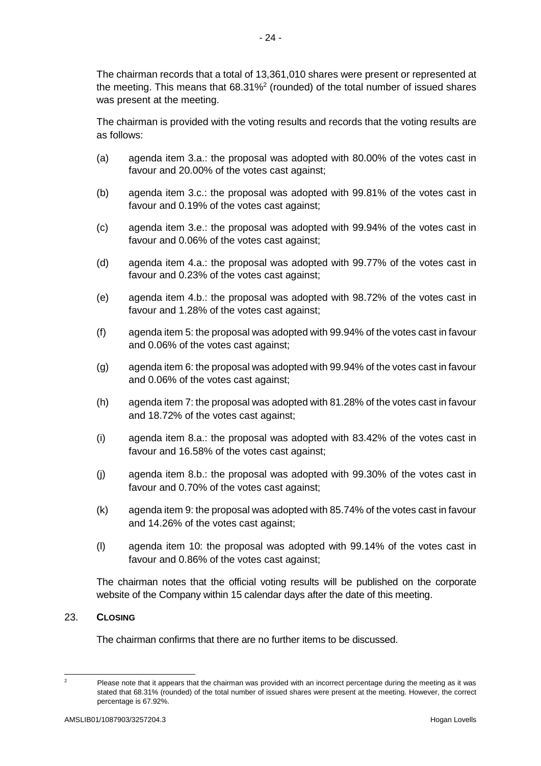The chairman records that a total of 13,361,010 shares were present or represented at the meeting. This means that 68.31%[2] (rounded) of the total number of issued shares was present at the meeting.

The chairman is provided with the voting results and records that the voting results are as follows:

(a) agenda item 3.a.: the proposal was adopted with 80.00% of the votes cast in favour and 20.00% of the votes cast against;

(b) agenda item 3.c.: the proposal was adopted with 99.81% of the votes cast in favour and 0.19% of the votes cast against;

(c) agenda item 3.e.: the proposal was adopted with 99.94% of the votes cast in favour and 0.06% of the votes cast against;

(d) agenda item 4.a.: the proposal was adopted with 99.77% of the votes cast in favour and 0.23% of the votes cast against;

(e) agenda item 4.b.: the proposal was adopted with 98.72% of the votes cast in favour and 1.28% of the votes cast against;

(f) agenda item 5: the proposal was adopted with 99.94% of the votes cast in favour and 0.06% of the votes cast against;

(g) agenda item 6: the proposal was adopted with 99.94% of the votes cast in favour and 0.06% of the votes cast against;

(h) agenda item 7: the proposal was adopted with 81.28% of the votes cast in favour and 18.72% of the votes cast against;

(i) agenda item 8.a.: the proposal was adopted with 83.42% of the votes cast in favour and 16.58% of the votes cast against;

(j) agenda item 8.b.: the proposal was adopted with 99.30% of the votes cast in favour and 0.70% of the votes cast against;

(k) agenda item 9: the proposal was adopted with 85.74% of the votes cast in favour and 14.26% of the votes cast against;

(l) agenda item 10: the proposal was adopted with 99.14% of the votes cast in favour and 0.86% of the votes cast against;

The chairman notes that the official voting results will be published on the corporate website of the Company within 15 calendar days after the date of this meeting.

## 23. CLOSING

The chairman confirms that there are no further items to be discussed.

---

[2] Please note that it appears that the chairman was provided with an incorrect percentage during the meeting as it was stated that 68.31% (rounded) of the total number of issued shares were present at the meeting. However, the correct percentage is 67.92%.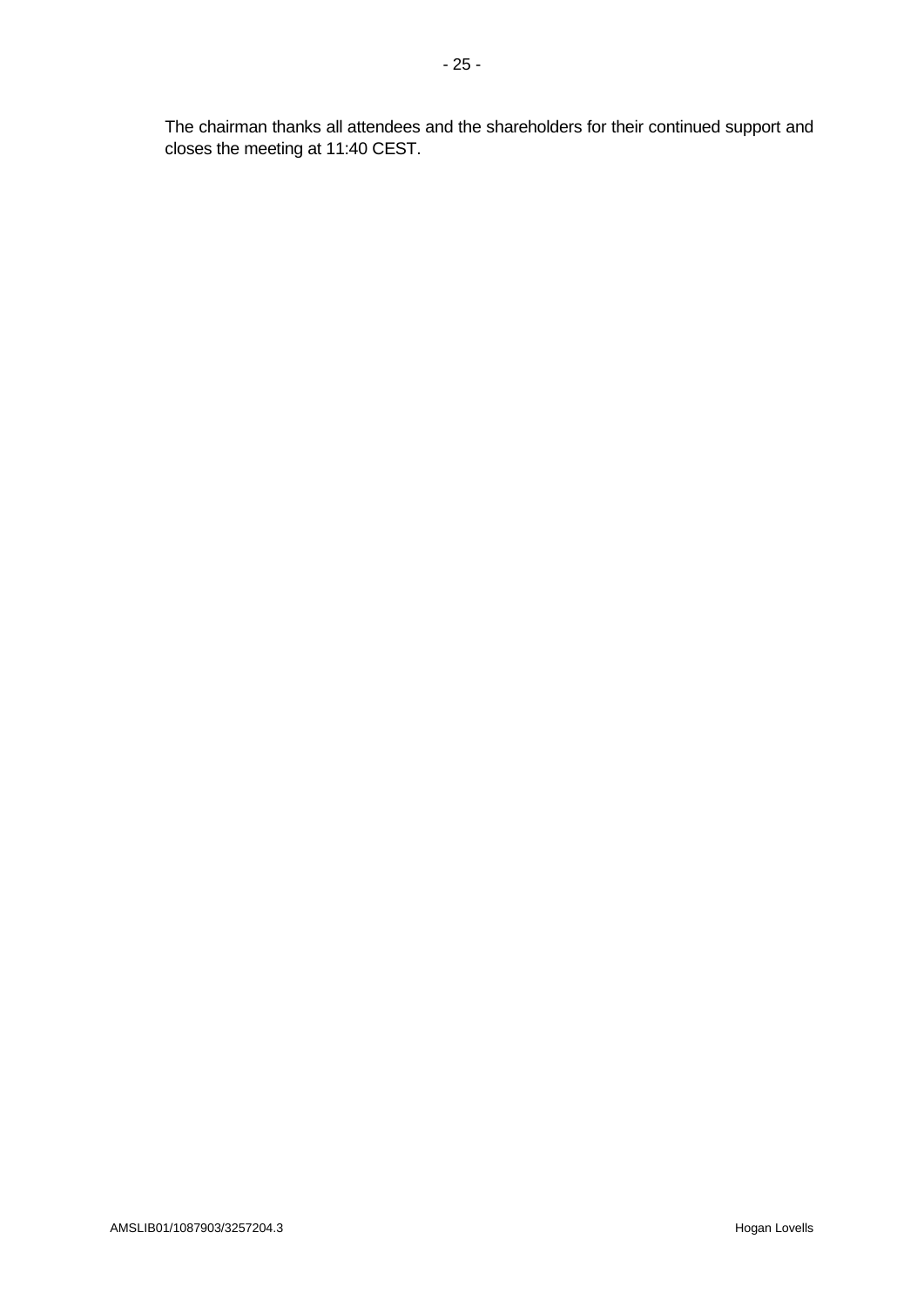The chairman thanks all attendees and the shareholders for their continued support and closes the meeting at 11:40 CEST.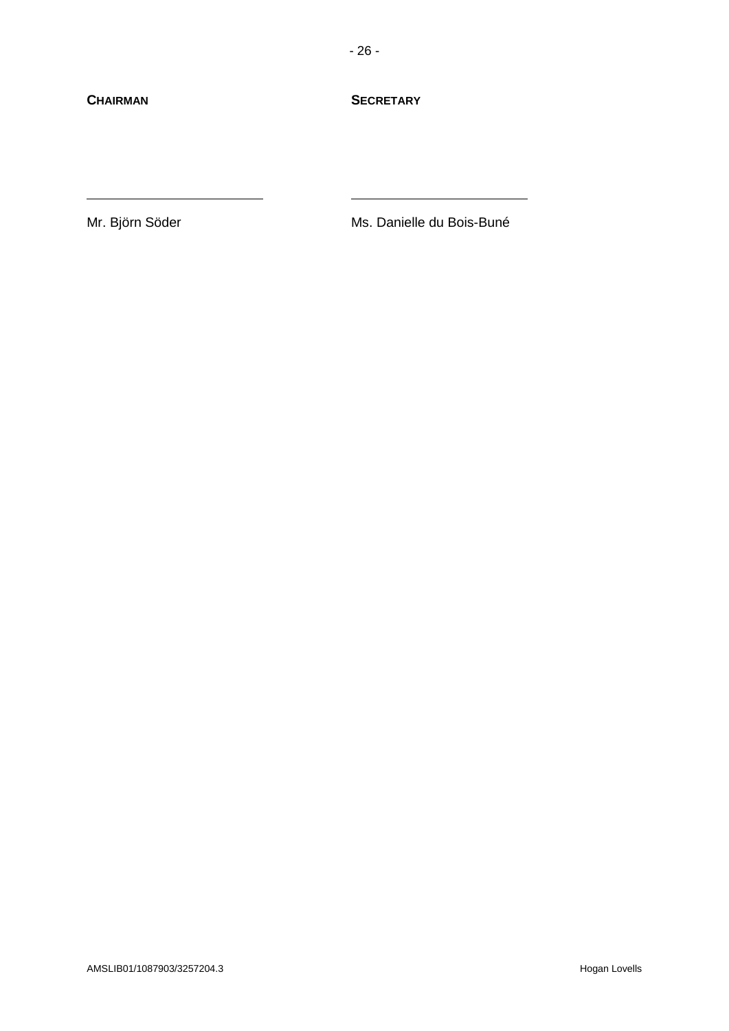| **CHAIRMAN** | **SECRETARY** |
| --- | --- |
| ______________________ | ______________________ |
| Mr. Björn Söder | Ms. Danielle du Bois-Buné |